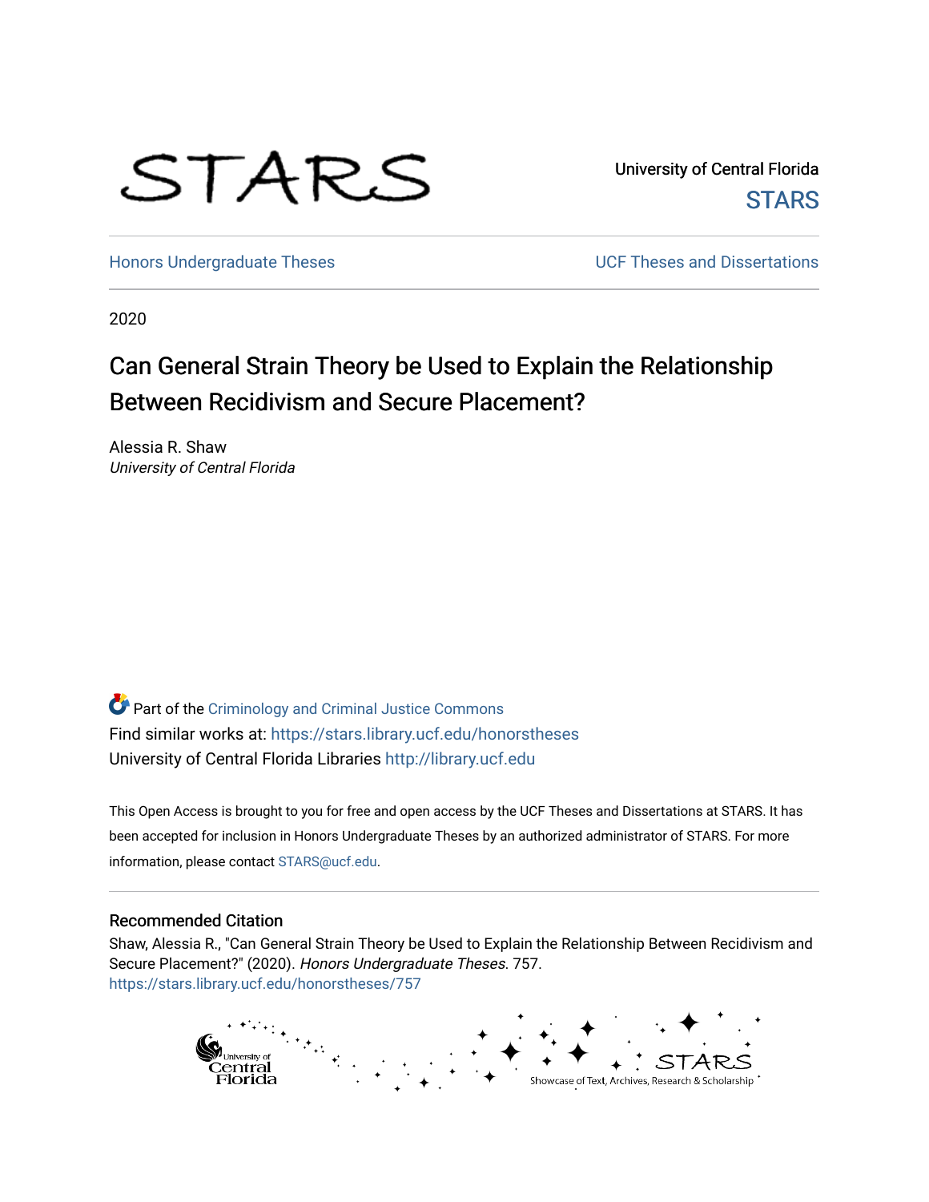STARS

University of Central Florida
STARS

Honors Undergraduate Theses

UCF Theses and Dissertations

2020

# Can General Strain Theory be Used to Explain the Relationship Between Recidivism and Secure Placement?

Alessia R. Shaw
*University of Central Florida*

Part of the Criminology and Criminal Justice Commons
Find similar works at: https://stars.library.ucf.edu/honorstheses
University of Central Florida Libraries http://library.ucf.edu

This Open Access is brought to you for free and open access by the UCF Theses and Dissertations at STARS. It has been accepted for inclusion in Honors Undergraduate Theses by an authorized administrator of STARS. For more information, please contact STARS@ucf.edu.

## Recommended Citation

Shaw, Alessia R., "Can General Strain Theory be Used to Explain the Relationship Between Recidivism and Secure Placement?" (2020). *Honors Undergraduate Theses*. 757.
https://stars.library.ucf.edu/honorstheses/757

University of Central Florida

STARS
Showcase of Text, Archives, Research & Scholarship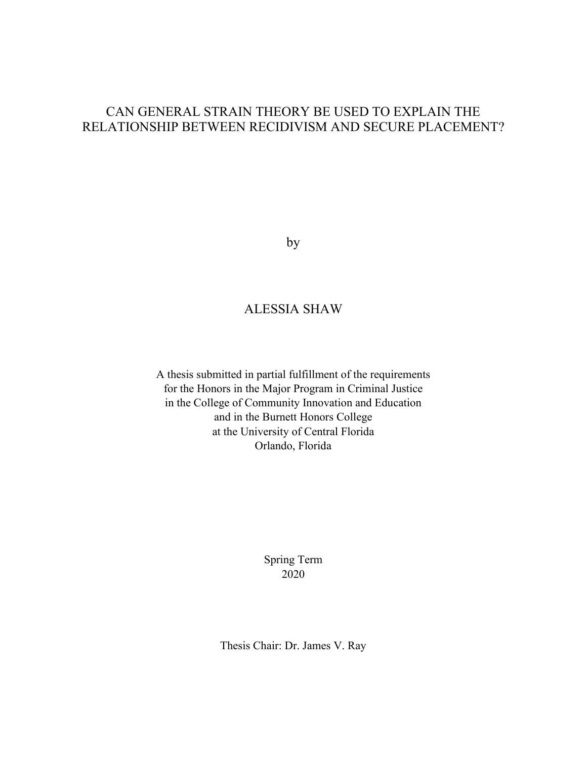# CAN GENERAL STRAIN THEORY BE USED TO EXPLAIN THE RELATIONSHIP BETWEEN RECIDIVISM AND SECURE PLACEMENT?

by

ALESSIA SHAW

A thesis submitted in partial fulfillment of the requirements
for the Honors in the Major Program in Criminal Justice
in the College of Community Innovation and Education
and in the Burnett Honors College
at the University of Central Florida
Orlando, Florida

Spring Term
2020

Thesis Chair: Dr. James V. Ray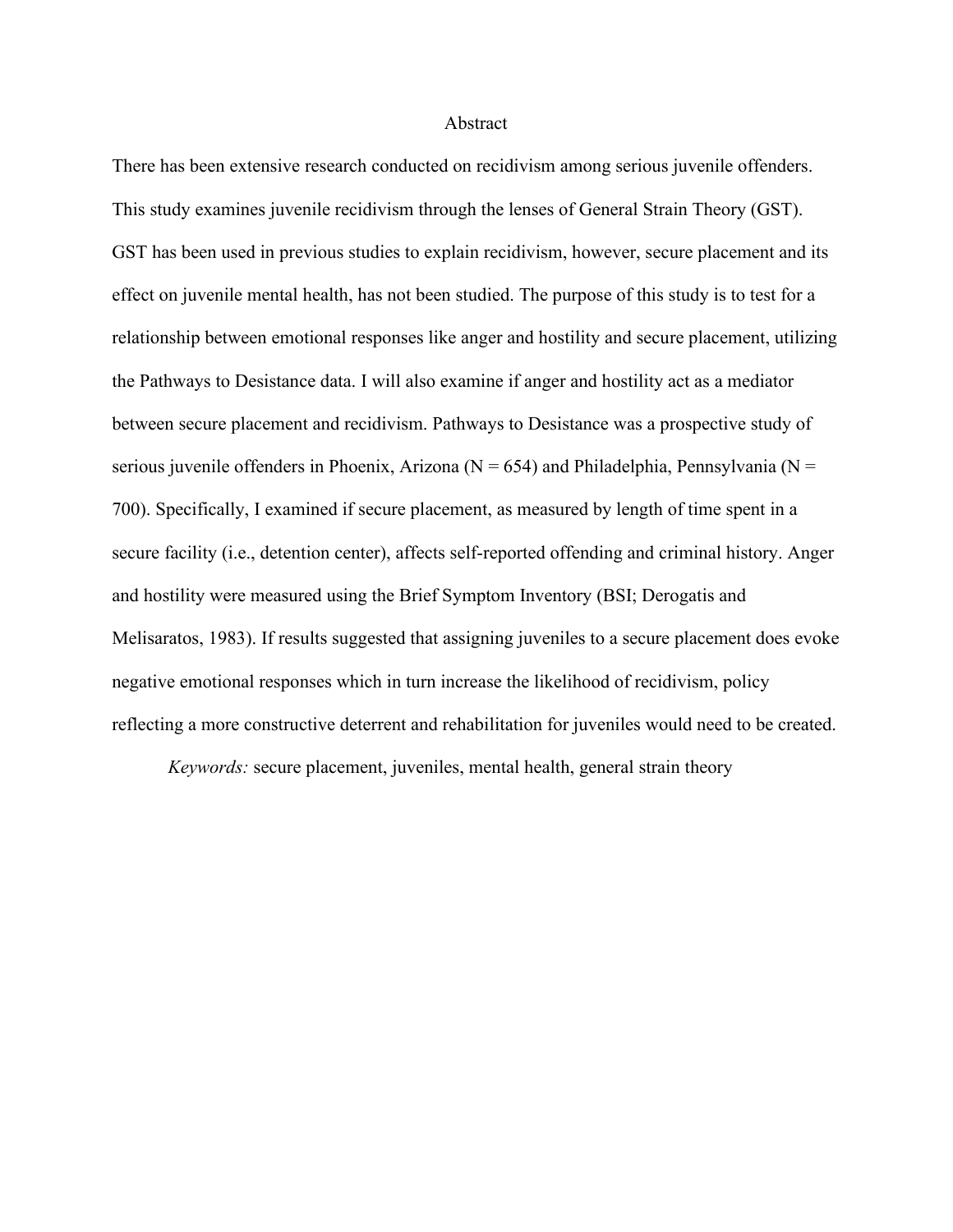# Abstract

There has been extensive research conducted on recidivism among serious juvenile offenders. This study examines juvenile recidivism through the lenses of General Strain Theory (GST). GST has been used in previous studies to explain recidivism, however, secure placement and its effect on juvenile mental health, has not been studied. The purpose of this study is to test for a relationship between emotional responses like anger and hostility and secure placement, utilizing the Pathways to Desistance data. I will also examine if anger and hostility act as a mediator between secure placement and recidivism. Pathways to Desistance was a prospective study of serious juvenile offenders in Phoenix, Arizona (N = 654) and Philadelphia, Pennsylvania (N = 700). Specifically, I examined if secure placement, as measured by length of time spent in a secure facility (i.e., detention center), affects self-reported offending and criminal history. Anger and hostility were measured using the Brief Symptom Inventory (BSI; Derogatis and Melisaratos, 1983). If results suggested that assigning juveniles to a secure placement does evoke negative emotional responses which in turn increase the likelihood of recidivism, policy reflecting a more constructive deterrent and rehabilitation for juveniles would need to be created.

*Keywords:* secure placement, juveniles, mental health, general strain theory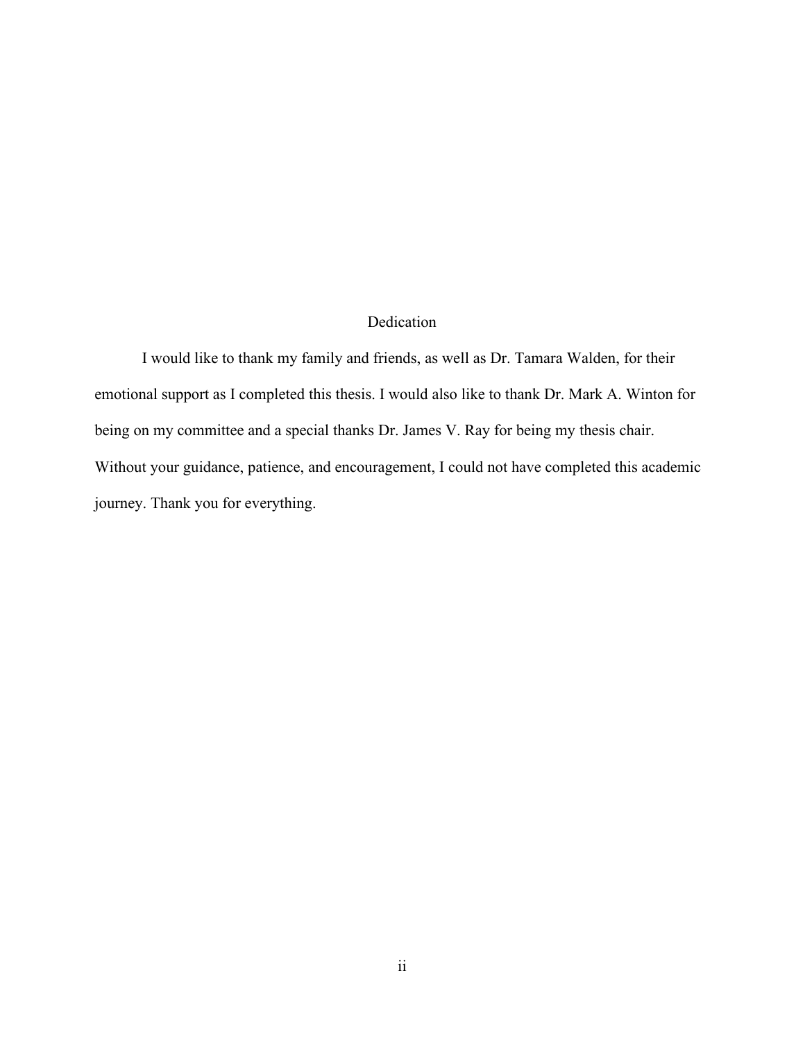# Dedication

I would like to thank my family and friends, as well as Dr. Tamara Walden, for their emotional support as I completed this thesis. I would also like to thank Dr. Mark A. Winton for being on my committee and a special thanks Dr. James V. Ray for being my thesis chair. Without your guidance, patience, and encouragement, I could not have completed this academic journey. Thank you for everything.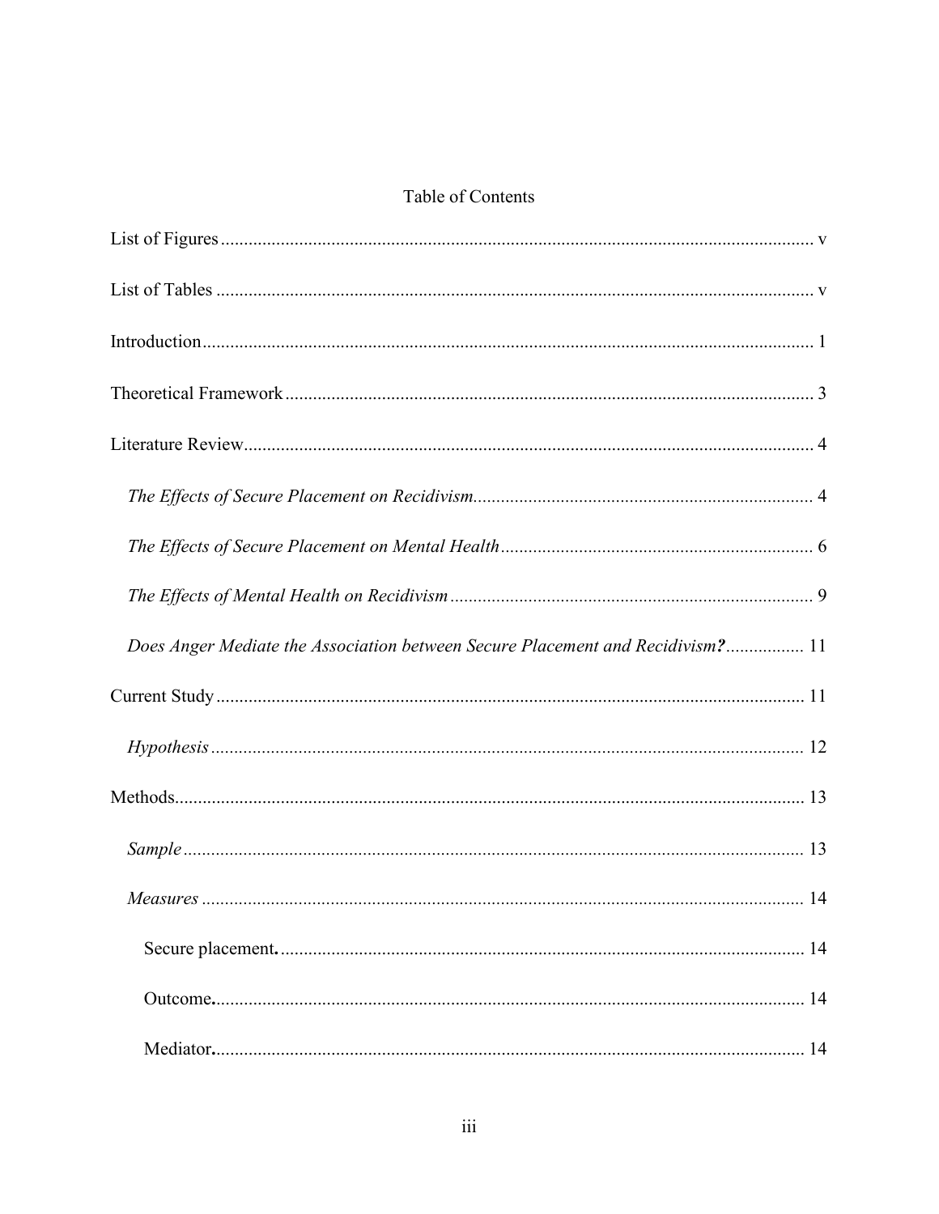# Table of Contents

List of Figures ..... v

List of Tables ..... v

Introduction ..... 1

Theoretical Framework ..... 3

Literature Review ..... 4

- *The Effects of Secure Placement on Recidivism* ..... 4
- *The Effects of Secure Placement on Mental Health* ..... 6
- *The Effects of Mental Health on Recidivism* ..... 9
- *Does Anger Mediate the Association between Secure Placement and Recidivism?* ..... 11

Current Study ..... 11

- *Hypothesis* ..... 12

Methods ..... 13

- *Sample* ..... 13
- *Measures* ..... 14
  - Secure placement. ..... 14
  - Outcome. ..... 14
  - Mediator. ..... 14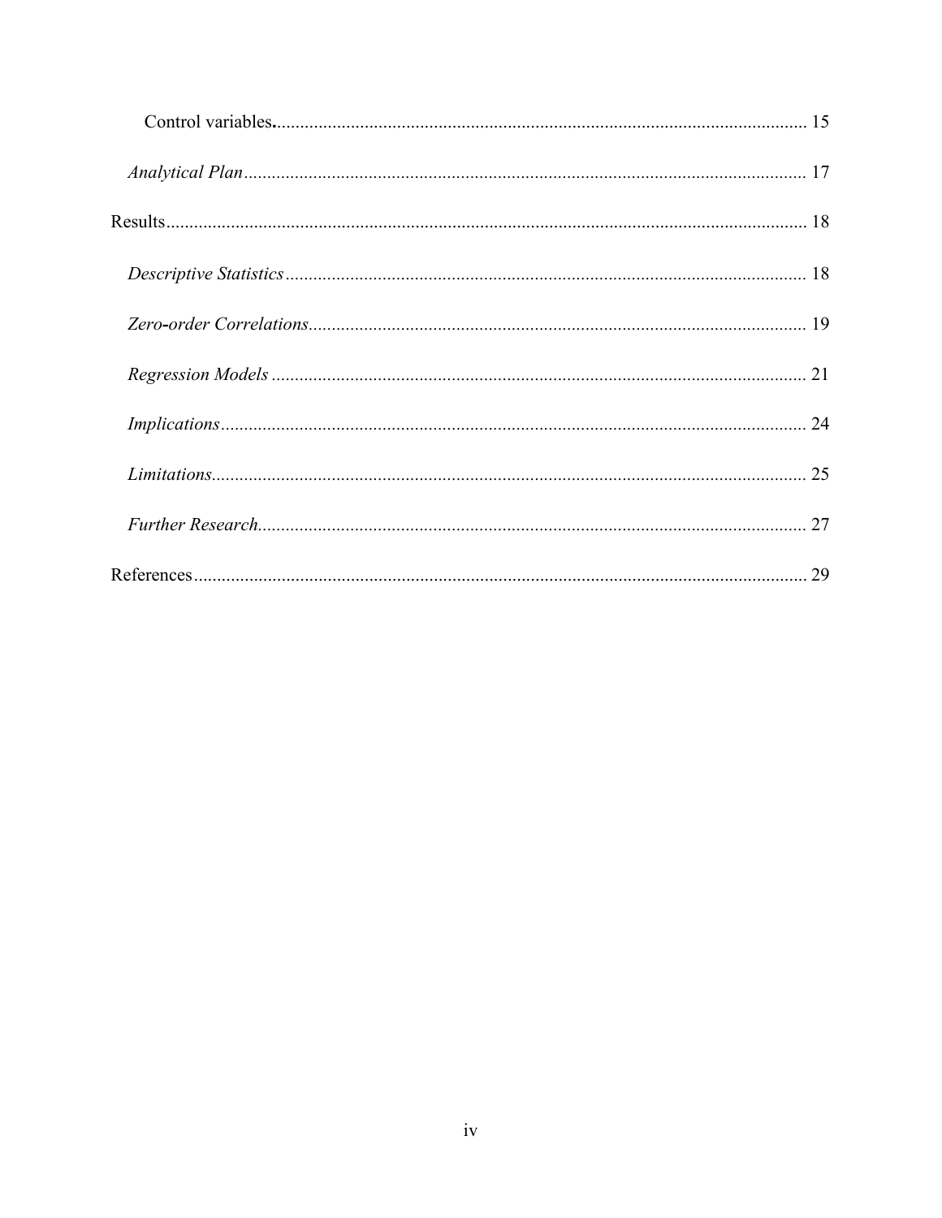Control variables. 15

*Analytical Plan* 17

Results 18

*Descriptive Statistics* 18

*Zero-order Correlations* 19

*Regression Models* 21

*Implications* 24

*Limitations* 25

*Further Research* 27

References 29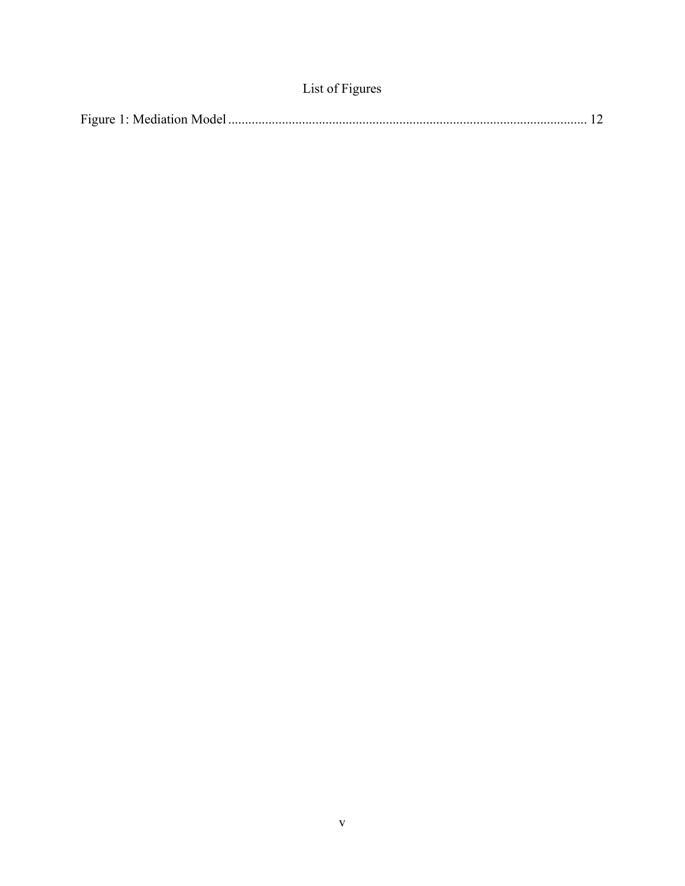# List of Figures

Figure 1: Mediation Model .......................................................................................................... 12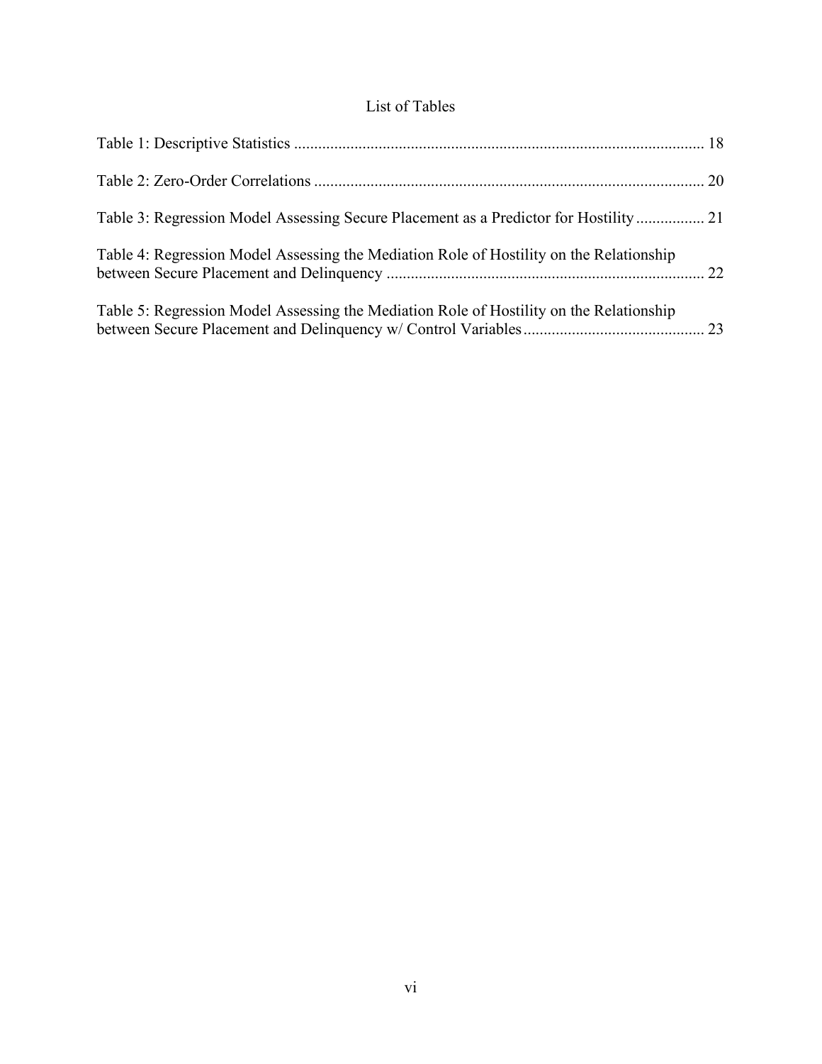# List of Tables

Table 1: Descriptive Statistics ..................................................................................................... 18

Table 2: Zero-Order Correlations ................................................................................................ 20

Table 3: Regression Model Assessing Secure Placement as a Predictor for Hostility ................. 21

Table 4: Regression Model Assessing the Mediation Role of Hostility on the Relationship between Secure Placement and Delinquency .............................................................................. 22

Table 5: Regression Model Assessing the Mediation Role of Hostility on the Relationship between Secure Placement and Delinquency w/ Control Variables ............................................. 23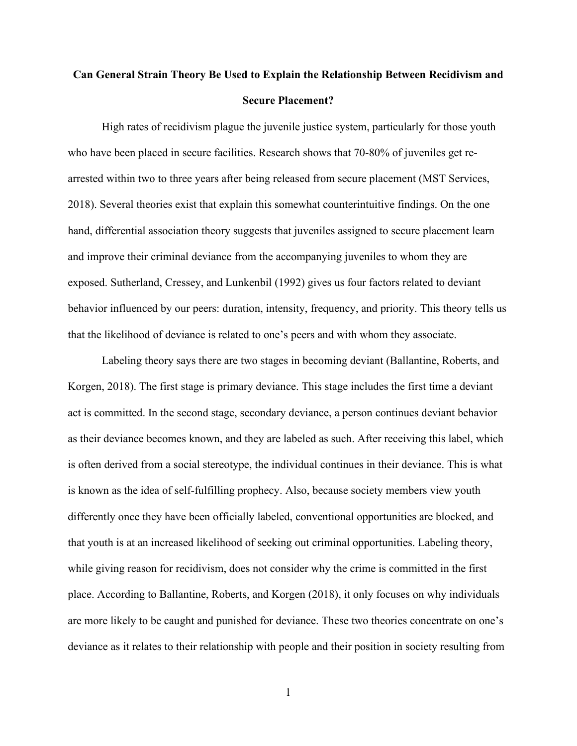# Can General Strain Theory Be Used to Explain the Relationship Between Recidivism and Secure Placement?

High rates of recidivism plague the juvenile justice system, particularly for those youth who have been placed in secure facilities. Research shows that 70-80% of juveniles get re-arrested within two to three years after being released from secure placement (MST Services, 2018). Several theories exist that explain this somewhat counterintuitive findings. On the one hand, differential association theory suggests that juveniles assigned to secure placement learn and improve their criminal deviance from the accompanying juveniles to whom they are exposed. Sutherland, Cressey, and Lunkenbil (1992) gives us four factors related to deviant behavior influenced by our peers: duration, intensity, frequency, and priority. This theory tells us that the likelihood of deviance is related to one's peers and with whom they associate.

Labeling theory says there are two stages in becoming deviant (Ballantine, Roberts, and Korgen, 2018). The first stage is primary deviance. This stage includes the first time a deviant act is committed. In the second stage, secondary deviance, a person continues deviant behavior as their deviance becomes known, and they are labeled as such. After receiving this label, which is often derived from a social stereotype, the individual continues in their deviance. This is what is known as the idea of self-fulfilling prophecy. Also, because society members view youth differently once they have been officially labeled, conventional opportunities are blocked, and that youth is at an increased likelihood of seeking out criminal opportunities. Labeling theory, while giving reason for recidivism, does not consider why the crime is committed in the first place. According to Ballantine, Roberts, and Korgen (2018), it only focuses on why individuals are more likely to be caught and punished for deviance. These two theories concentrate on one's deviance as it relates to their relationship with people and their position in society resulting from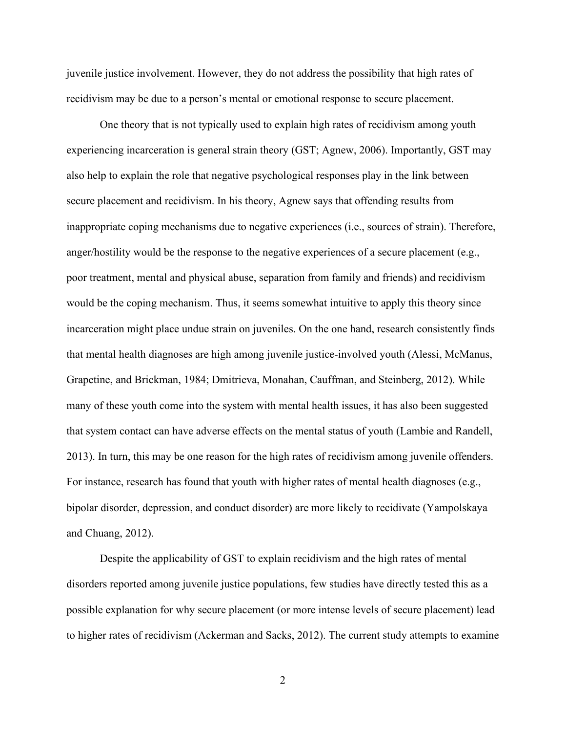juvenile justice involvement. However, they do not address the possibility that high rates of recidivism may be due to a person's mental or emotional response to secure placement.

One theory that is not typically used to explain high rates of recidivism among youth experiencing incarceration is general strain theory (GST; Agnew, 2006). Importantly, GST may also help to explain the role that negative psychological responses play in the link between secure placement and recidivism. In his theory, Agnew says that offending results from inappropriate coping mechanisms due to negative experiences (i.e., sources of strain). Therefore, anger/hostility would be the response to the negative experiences of a secure placement (e.g., poor treatment, mental and physical abuse, separation from family and friends) and recidivism would be the coping mechanism. Thus, it seems somewhat intuitive to apply this theory since incarceration might place undue strain on juveniles. On the one hand, research consistently finds that mental health diagnoses are high among juvenile justice-involved youth (Alessi, McManus, Grapetine, and Brickman, 1984; Dmitrieva, Monahan, Cauffman, and Steinberg, 2012). While many of these youth come into the system with mental health issues, it has also been suggested that system contact can have adverse effects on the mental status of youth (Lambie and Randell, 2013). In turn, this may be one reason for the high rates of recidivism among juvenile offenders. For instance, research has found that youth with higher rates of mental health diagnoses (e.g., bipolar disorder, depression, and conduct disorder) are more likely to recidivate (Yampolskaya and Chuang, 2012).

Despite the applicability of GST to explain recidivism and the high rates of mental disorders reported among juvenile justice populations, few studies have directly tested this as a possible explanation for why secure placement (or more intense levels of secure placement) lead to higher rates of recidivism (Ackerman and Sacks, 2012). The current study attempts to examine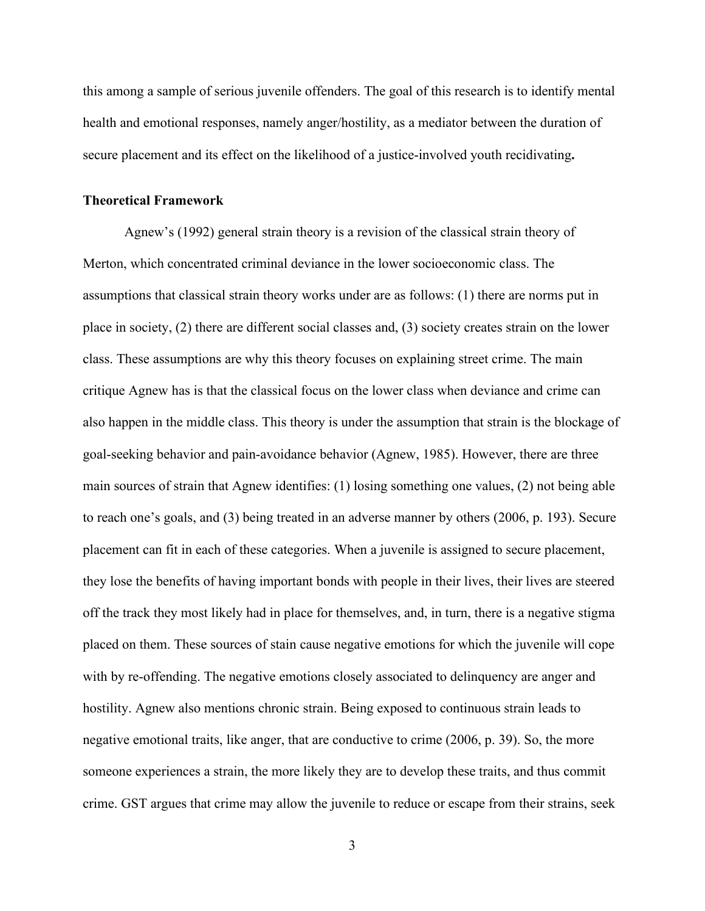this among a sample of serious juvenile offenders. The goal of this research is to identify mental health and emotional responses, namely anger/hostility, as a mediator between the duration of secure placement and its effect on the likelihood of a justice-involved youth recidivating**.**

## Theoretical Framework

Agnew's (1992) general strain theory is a revision of the classical strain theory of Merton, which concentrated criminal deviance in the lower socioeconomic class. The assumptions that classical strain theory works under are as follows: (1) there are norms put in place in society, (2) there are different social classes and, (3) society creates strain on the lower class. These assumptions are why this theory focuses on explaining street crime. The main critique Agnew has is that the classical focus on the lower class when deviance and crime can also happen in the middle class. This theory is under the assumption that strain is the blockage of goal-seeking behavior and pain-avoidance behavior (Agnew, 1985). However, there are three main sources of strain that Agnew identifies: (1) losing something one values, (2) not being able to reach one's goals, and (3) being treated in an adverse manner by others (2006, p. 193). Secure placement can fit in each of these categories. When a juvenile is assigned to secure placement, they lose the benefits of having important bonds with people in their lives, their lives are steered off the track they most likely had in place for themselves, and, in turn, there is a negative stigma placed on them. These sources of stain cause negative emotions for which the juvenile will cope with by re-offending. The negative emotions closely associated to delinquency are anger and hostility. Agnew also mentions chronic strain. Being exposed to continuous strain leads to negative emotional traits, like anger, that are conductive to crime (2006, p. 39). So, the more someone experiences a strain, the more likely they are to develop these traits, and thus commit crime. GST argues that crime may allow the juvenile to reduce or escape from their strains, seek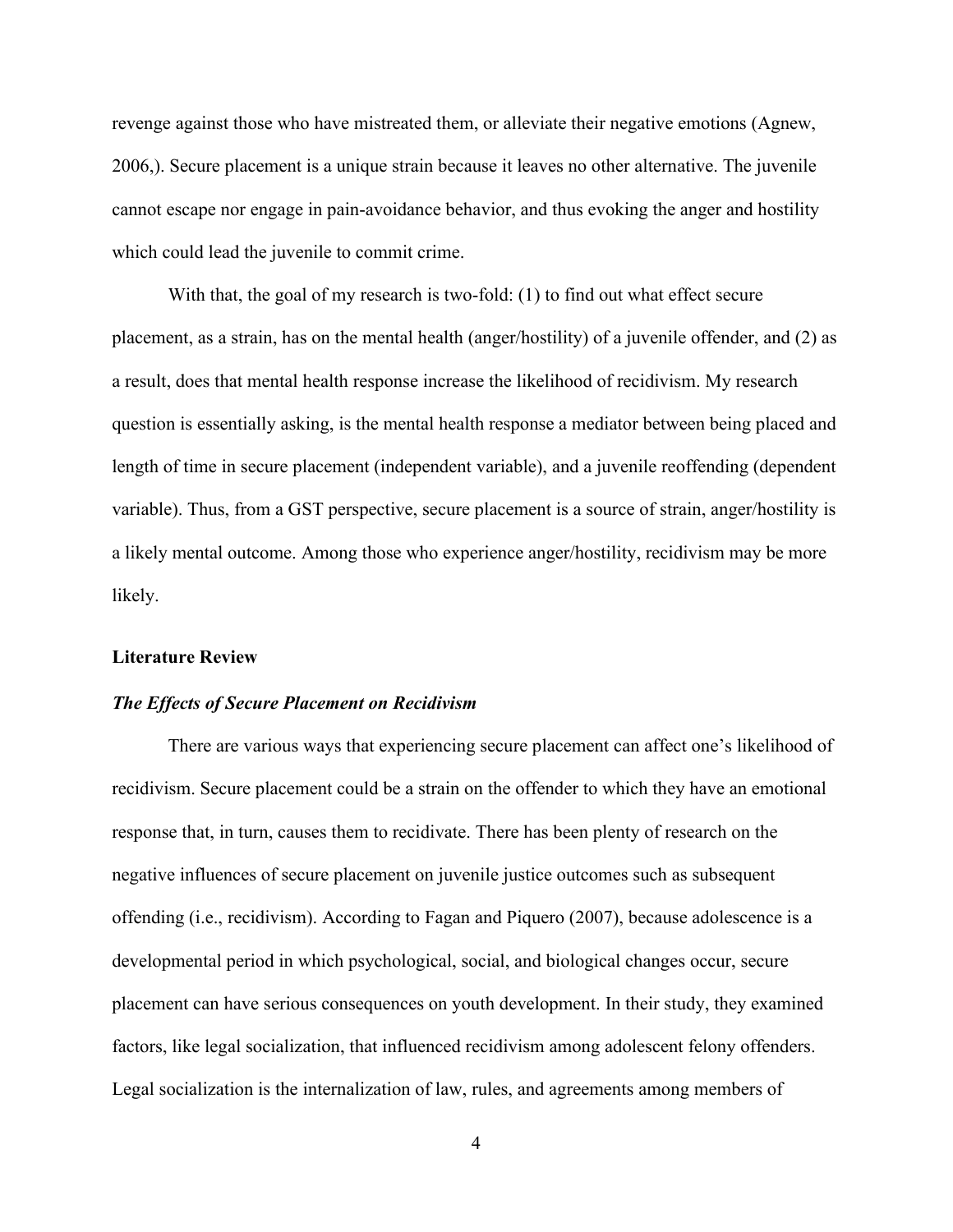revenge against those who have mistreated them, or alleviate their negative emotions (Agnew, 2006,). Secure placement is a unique strain because it leaves no other alternative. The juvenile cannot escape nor engage in pain-avoidance behavior, and thus evoking the anger and hostility which could lead the juvenile to commit crime.

With that, the goal of my research is two-fold: (1) to find out what effect secure placement, as a strain, has on the mental health (anger/hostility) of a juvenile offender, and (2) as a result, does that mental health response increase the likelihood of recidivism. My research question is essentially asking, is the mental health response a mediator between being placed and length of time in secure placement (independent variable), and a juvenile reoffending (dependent variable). Thus, from a GST perspective, secure placement is a source of strain, anger/hostility is a likely mental outcome. Among those who experience anger/hostility, recidivism may be more likely.

## Literature Review

### *The Effects of Secure Placement on Recidivism*

There are various ways that experiencing secure placement can affect one's likelihood of recidivism. Secure placement could be a strain on the offender to which they have an emotional response that, in turn, causes them to recidivate. There has been plenty of research on the negative influences of secure placement on juvenile justice outcomes such as subsequent offending (i.e., recidivism). According to Fagan and Piquero (2007), because adolescence is a developmental period in which psychological, social, and biological changes occur, secure placement can have serious consequences on youth development. In their study, they examined factors, like legal socialization, that influenced recidivism among adolescent felony offenders. Legal socialization is the internalization of law, rules, and agreements among members of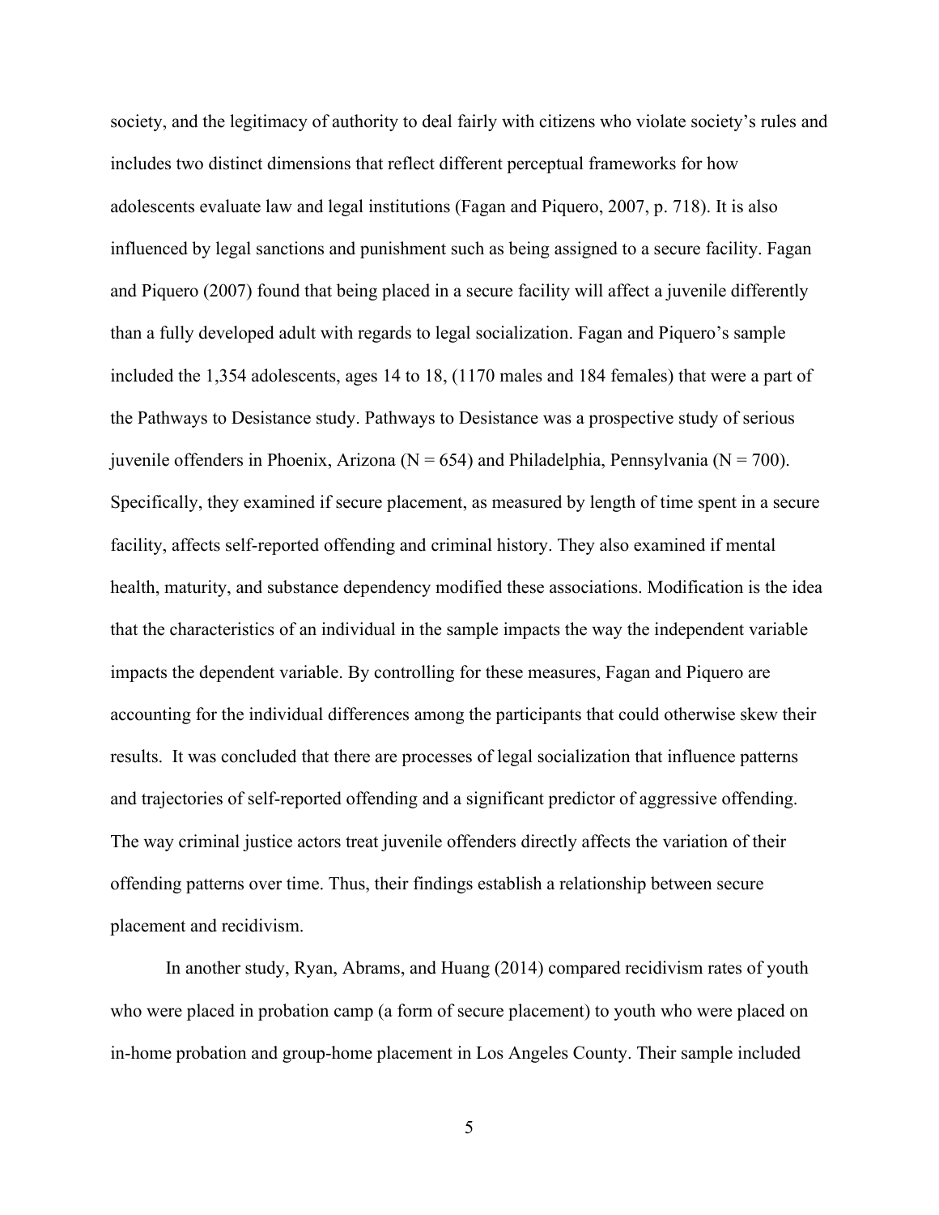society, and the legitimacy of authority to deal fairly with citizens who violate society's rules and includes two distinct dimensions that reflect different perceptual frameworks for how adolescents evaluate law and legal institutions (Fagan and Piquero, 2007, p. 718). It is also influenced by legal sanctions and punishment such as being assigned to a secure facility. Fagan and Piquero (2007) found that being placed in a secure facility will affect a juvenile differently than a fully developed adult with regards to legal socialization. Fagan and Piquero's sample included the 1,354 adolescents, ages 14 to 18, (1170 males and 184 females) that were a part of the Pathways to Desistance study. Pathways to Desistance was a prospective study of serious juvenile offenders in Phoenix, Arizona (N = 654) and Philadelphia, Pennsylvania (N = 700). Specifically, they examined if secure placement, as measured by length of time spent in a secure facility, affects self-reported offending and criminal history. They also examined if mental health, maturity, and substance dependency modified these associations. Modification is the idea that the characteristics of an individual in the sample impacts the way the independent variable impacts the dependent variable. By controlling for these measures, Fagan and Piquero are accounting for the individual differences among the participants that could otherwise skew their results. It was concluded that there are processes of legal socialization that influence patterns and trajectories of self-reported offending and a significant predictor of aggressive offending. The way criminal justice actors treat juvenile offenders directly affects the variation of their offending patterns over time. Thus, their findings establish a relationship between secure placement and recidivism.

In another study, Ryan, Abrams, and Huang (2014) compared recidivism rates of youth who were placed in probation camp (a form of secure placement) to youth who were placed on in-home probation and group-home placement in Los Angeles County. Their sample included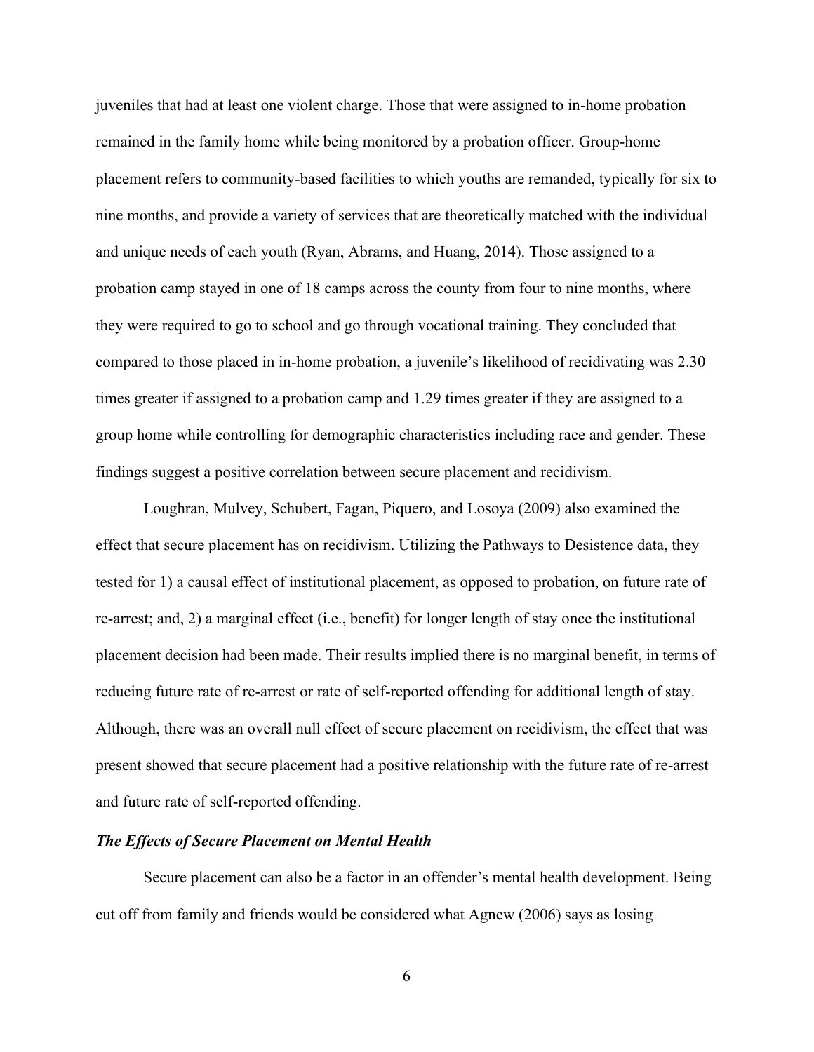juveniles that had at least one violent charge. Those that were assigned to in-home probation remained in the family home while being monitored by a probation officer. Group-home placement refers to community-based facilities to which youths are remanded, typically for six to nine months, and provide a variety of services that are theoretically matched with the individual and unique needs of each youth (Ryan, Abrams, and Huang, 2014). Those assigned to a probation camp stayed in one of 18 camps across the county from four to nine months, where they were required to go to school and go through vocational training. They concluded that compared to those placed in in-home probation, a juvenile's likelihood of recidivating was 2.30 times greater if assigned to a probation camp and 1.29 times greater if they are assigned to a group home while controlling for demographic characteristics including race and gender. These findings suggest a positive correlation between secure placement and recidivism.

Loughran, Mulvey, Schubert, Fagan, Piquero, and Losoya (2009) also examined the effect that secure placement has on recidivism. Utilizing the Pathways to Desistence data, they tested for 1) a causal effect of institutional placement, as opposed to probation, on future rate of re-arrest; and, 2) a marginal effect (i.e., benefit) for longer length of stay once the institutional placement decision had been made. Their results implied there is no marginal benefit, in terms of reducing future rate of re-arrest or rate of self-reported offending for additional length of stay. Although, there was an overall null effect of secure placement on recidivism, the effect that was present showed that secure placement had a positive relationship with the future rate of re-arrest and future rate of self-reported offending.

### *The Effects of Secure Placement on Mental Health*

Secure placement can also be a factor in an offender's mental health development. Being cut off from family and friends would be considered what Agnew (2006) says as losing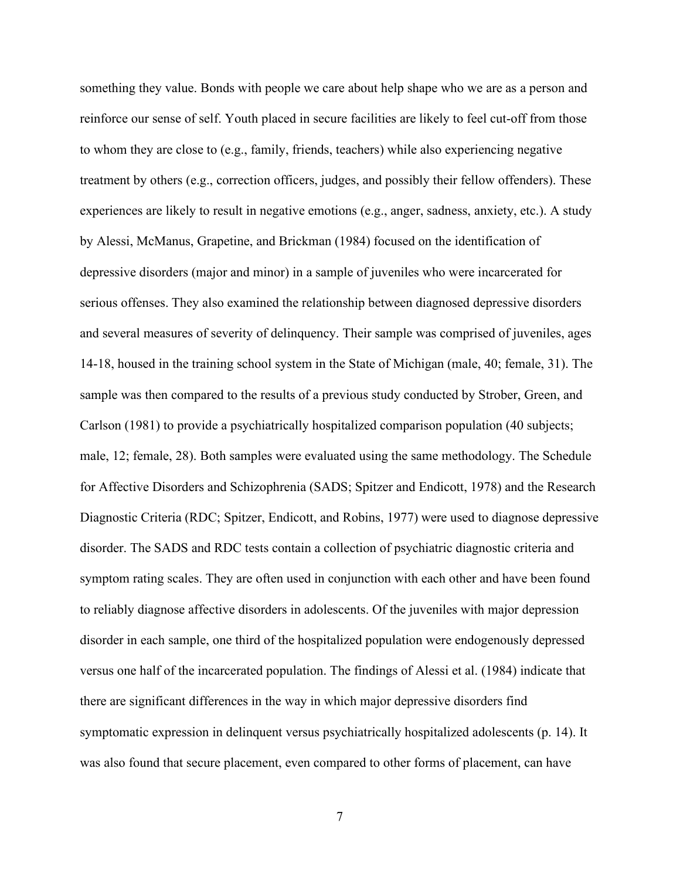something they value. Bonds with people we care about help shape who we are as a person and reinforce our sense of self. Youth placed in secure facilities are likely to feel cut-off from those to whom they are close to (e.g., family, friends, teachers) while also experiencing negative treatment by others (e.g., correction officers, judges, and possibly their fellow offenders). These experiences are likely to result in negative emotions (e.g., anger, sadness, anxiety, etc.). A study by Alessi, McManus, Grapetine, and Brickman (1984) focused on the identification of depressive disorders (major and minor) in a sample of juveniles who were incarcerated for serious offenses. They also examined the relationship between diagnosed depressive disorders and several measures of severity of delinquency. Their sample was comprised of juveniles, ages 14-18, housed in the training school system in the State of Michigan (male, 40; female, 31). The sample was then compared to the results of a previous study conducted by Strober, Green, and Carlson (1981) to provide a psychiatrically hospitalized comparison population (40 subjects; male, 12; female, 28). Both samples were evaluated using the same methodology. The Schedule for Affective Disorders and Schizophrenia (SADS; Spitzer and Endicott, 1978) and the Research Diagnostic Criteria (RDC; Spitzer, Endicott, and Robins, 1977) were used to diagnose depressive disorder. The SADS and RDC tests contain a collection of psychiatric diagnostic criteria and symptom rating scales. They are often used in conjunction with each other and have been found to reliably diagnose affective disorders in adolescents. Of the juveniles with major depression disorder in each sample, one third of the hospitalized population were endogenously depressed versus one half of the incarcerated population. The findings of Alessi et al. (1984) indicate that there are significant differences in the way in which major depressive disorders find symptomatic expression in delinquent versus psychiatrically hospitalized adolescents (p. 14). It was also found that secure placement, even compared to other forms of placement, can have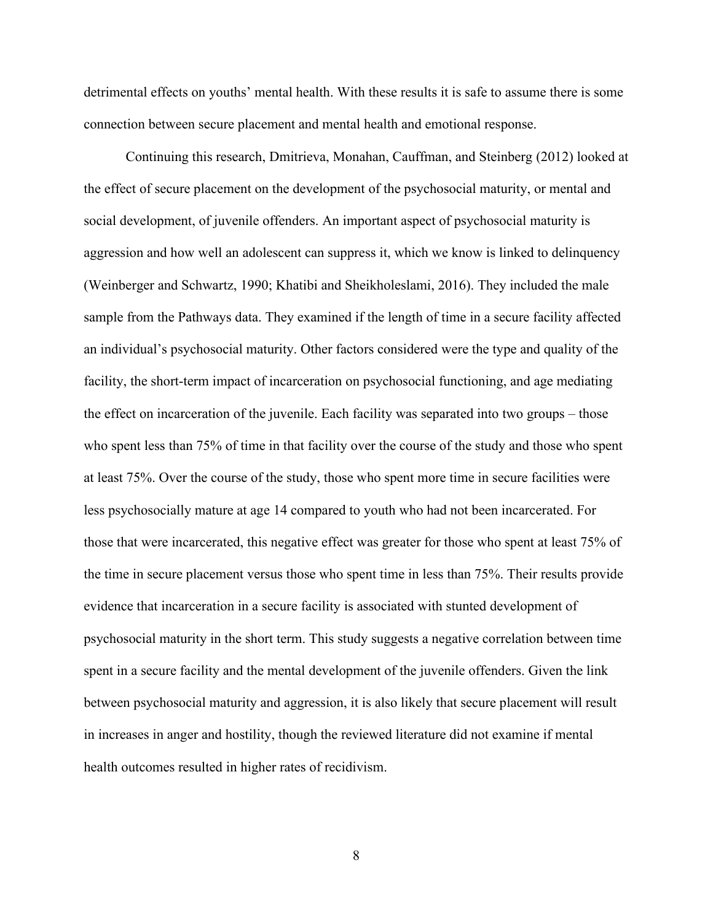detrimental effects on youths' mental health. With these results it is safe to assume there is some connection between secure placement and mental health and emotional response.

Continuing this research, Dmitrieva, Monahan, Cauffman, and Steinberg (2012) looked at the effect of secure placement on the development of the psychosocial maturity, or mental and social development, of juvenile offenders. An important aspect of psychosocial maturity is aggression and how well an adolescent can suppress it, which we know is linked to delinquency (Weinberger and Schwartz, 1990; Khatibi and Sheikholeslami, 2016). They included the male sample from the Pathways data. They examined if the length of time in a secure facility affected an individual's psychosocial maturity. Other factors considered were the type and quality of the facility, the short-term impact of incarceration on psychosocial functioning, and age mediating the effect on incarceration of the juvenile. Each facility was separated into two groups – those who spent less than 75% of time in that facility over the course of the study and those who spent at least 75%. Over the course of the study, those who spent more time in secure facilities were less psychosocially mature at age 14 compared to youth who had not been incarcerated. For those that were incarcerated, this negative effect was greater for those who spent at least 75% of the time in secure placement versus those who spent time in less than 75%. Their results provide evidence that incarceration in a secure facility is associated with stunted development of psychosocial maturity in the short term. This study suggests a negative correlation between time spent in a secure facility and the mental development of the juvenile offenders. Given the link between psychosocial maturity and aggression, it is also likely that secure placement will result in increases in anger and hostility, though the reviewed literature did not examine if mental health outcomes resulted in higher rates of recidivism.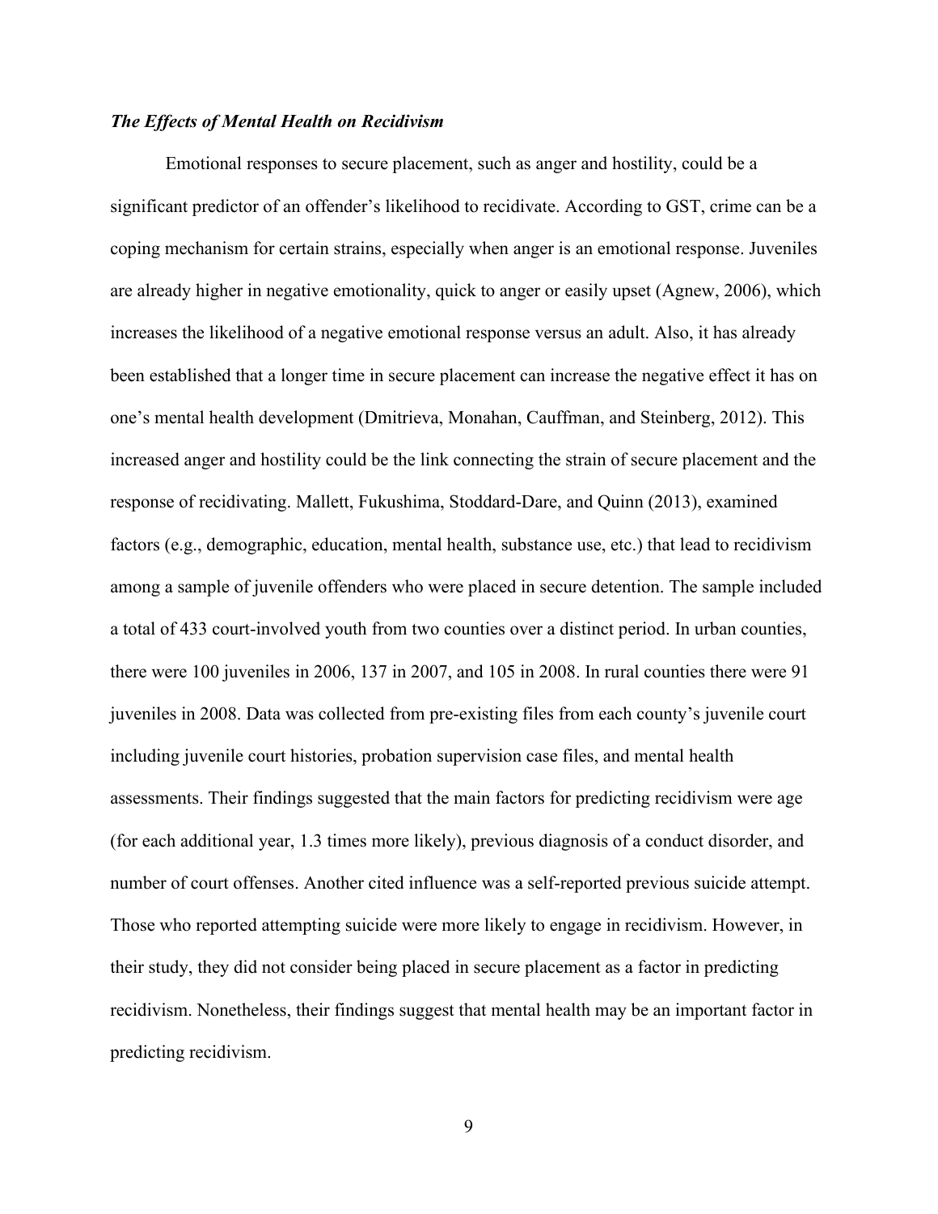### *The Effects of Mental Health on Recidivism*

Emotional responses to secure placement, such as anger and hostility, could be a significant predictor of an offender's likelihood to recidivate. According to GST, crime can be a coping mechanism for certain strains, especially when anger is an emotional response. Juveniles are already higher in negative emotionality, quick to anger or easily upset (Agnew, 2006), which increases the likelihood of a negative emotional response versus an adult. Also, it has already been established that a longer time in secure placement can increase the negative effect it has on one's mental health development (Dmitrieva, Monahan, Cauffman, and Steinberg, 2012). This increased anger and hostility could be the link connecting the strain of secure placement and the response of recidivating. Mallett, Fukushima, Stoddard-Dare, and Quinn (2013), examined factors (e.g., demographic, education, mental health, substance use, etc.) that lead to recidivism among a sample of juvenile offenders who were placed in secure detention. The sample included a total of 433 court-involved youth from two counties over a distinct period. In urban counties, there were 100 juveniles in 2006, 137 in 2007, and 105 in 2008. In rural counties there were 91 juveniles in 2008. Data was collected from pre-existing files from each county's juvenile court including juvenile court histories, probation supervision case files, and mental health assessments. Their findings suggested that the main factors for predicting recidivism were age (for each additional year, 1.3 times more likely), previous diagnosis of a conduct disorder, and number of court offenses. Another cited influence was a self-reported previous suicide attempt. Those who reported attempting suicide were more likely to engage in recidivism. However, in their study, they did not consider being placed in secure placement as a factor in predicting recidivism. Nonetheless, their findings suggest that mental health may be an important factor in predicting recidivism.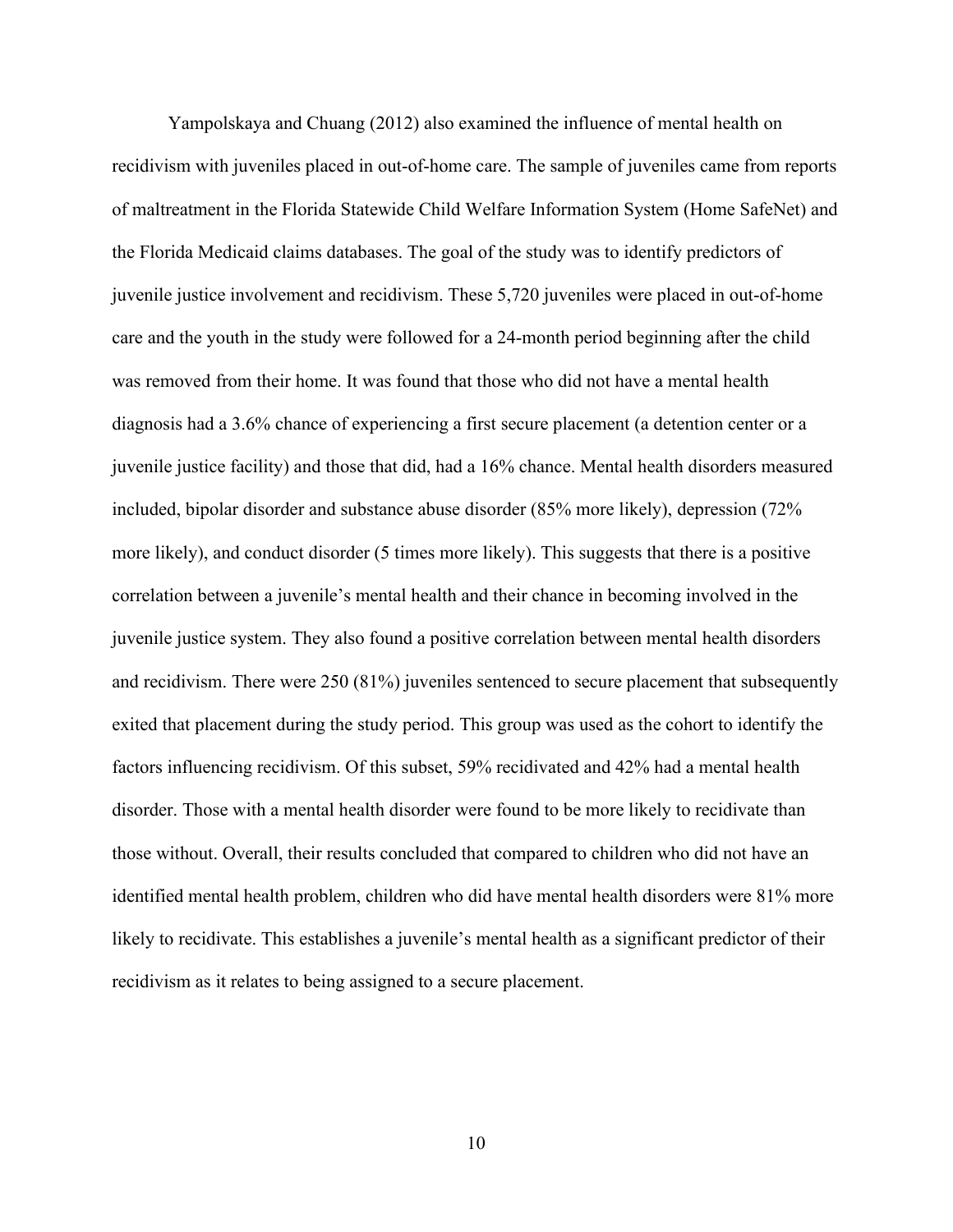Yampolskaya and Chuang (2012) also examined the influence of mental health on recidivism with juveniles placed in out-of-home care. The sample of juveniles came from reports of maltreatment in the Florida Statewide Child Welfare Information System (Home SafeNet) and the Florida Medicaid claims databases. The goal of the study was to identify predictors of juvenile justice involvement and recidivism. These 5,720 juveniles were placed in out-of-home care and the youth in the study were followed for a 24-month period beginning after the child was removed from their home. It was found that those who did not have a mental health diagnosis had a 3.6% chance of experiencing a first secure placement (a detention center or a juvenile justice facility) and those that did, had a 16% chance. Mental health disorders measured included, bipolar disorder and substance abuse disorder (85% more likely), depression (72% more likely), and conduct disorder (5 times more likely). This suggests that there is a positive correlation between a juvenile's mental health and their chance in becoming involved in the juvenile justice system. They also found a positive correlation between mental health disorders and recidivism. There were 250 (81%) juveniles sentenced to secure placement that subsequently exited that placement during the study period. This group was used as the cohort to identify the factors influencing recidivism. Of this subset, 59% recidivated and 42% had a mental health disorder. Those with a mental health disorder were found to be more likely to recidivate than those without. Overall, their results concluded that compared to children who did not have an identified mental health problem, children who did have mental health disorders were 81% more likely to recidivate. This establishes a juvenile's mental health as a significant predictor of their recidivism as it relates to being assigned to a secure placement.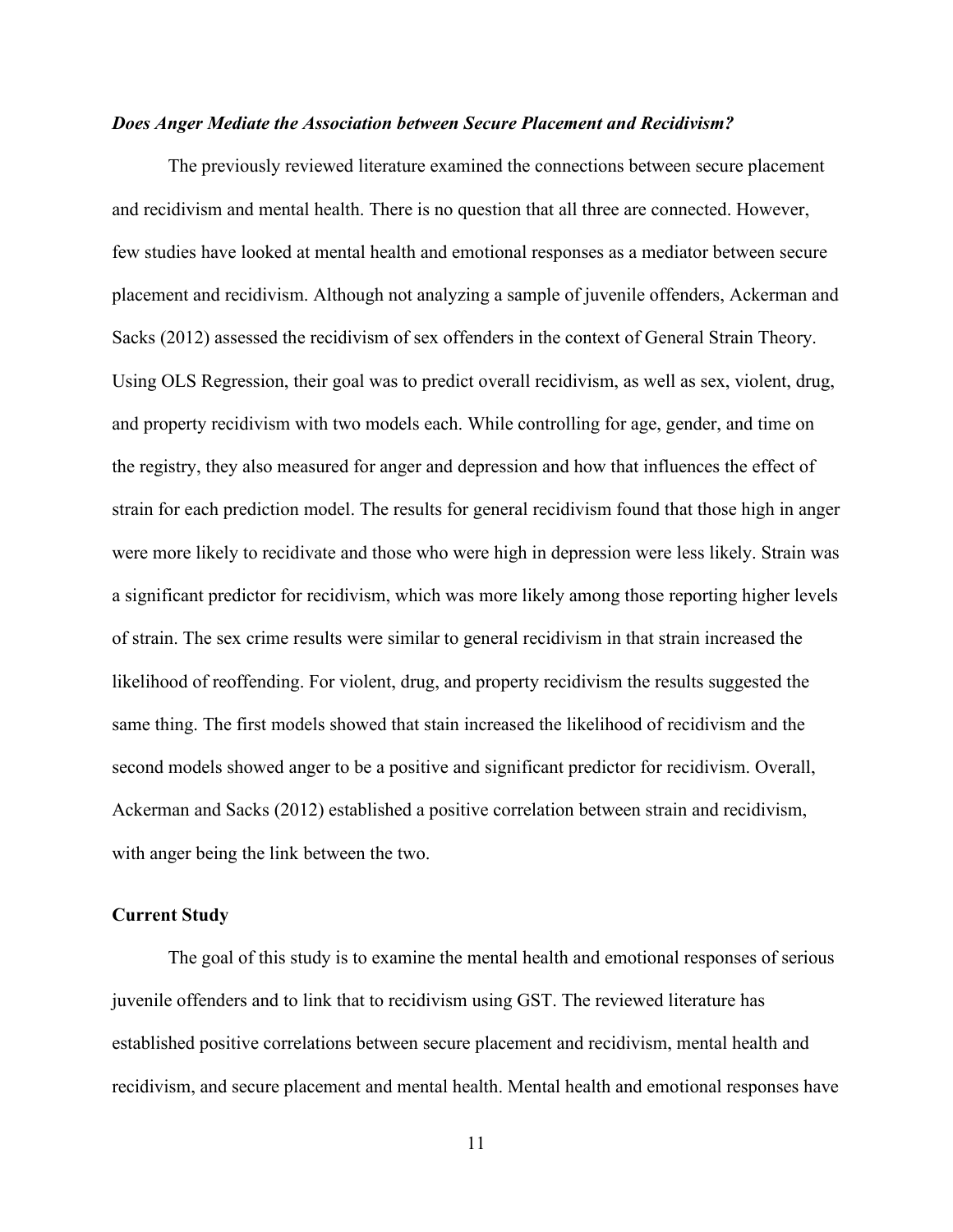### *Does Anger Mediate the Association between Secure Placement and Recidivism?*

The previously reviewed literature examined the connections between secure placement and recidivism and mental health. There is no question that all three are connected. However, few studies have looked at mental health and emotional responses as a mediator between secure placement and recidivism. Although not analyzing a sample of juvenile offenders, Ackerman and Sacks (2012) assessed the recidivism of sex offenders in the context of General Strain Theory. Using OLS Regression, their goal was to predict overall recidivism, as well as sex, violent, drug, and property recidivism with two models each. While controlling for age, gender, and time on the registry, they also measured for anger and depression and how that influences the effect of strain for each prediction model. The results for general recidivism found that those high in anger were more likely to recidivate and those who were high in depression were less likely. Strain was a significant predictor for recidivism, which was more likely among those reporting higher levels of strain. The sex crime results were similar to general recidivism in that strain increased the likelihood of reoffending. For violent, drug, and property recidivism the results suggested the same thing. The first models showed that stain increased the likelihood of recidivism and the second models showed anger to be a positive and significant predictor for recidivism. Overall, Ackerman and Sacks (2012) established a positive correlation between strain and recidivism, with anger being the link between the two.

## Current Study

The goal of this study is to examine the mental health and emotional responses of serious juvenile offenders and to link that to recidivism using GST. The reviewed literature has established positive correlations between secure placement and recidivism, mental health and recidivism, and secure placement and mental health. Mental health and emotional responses have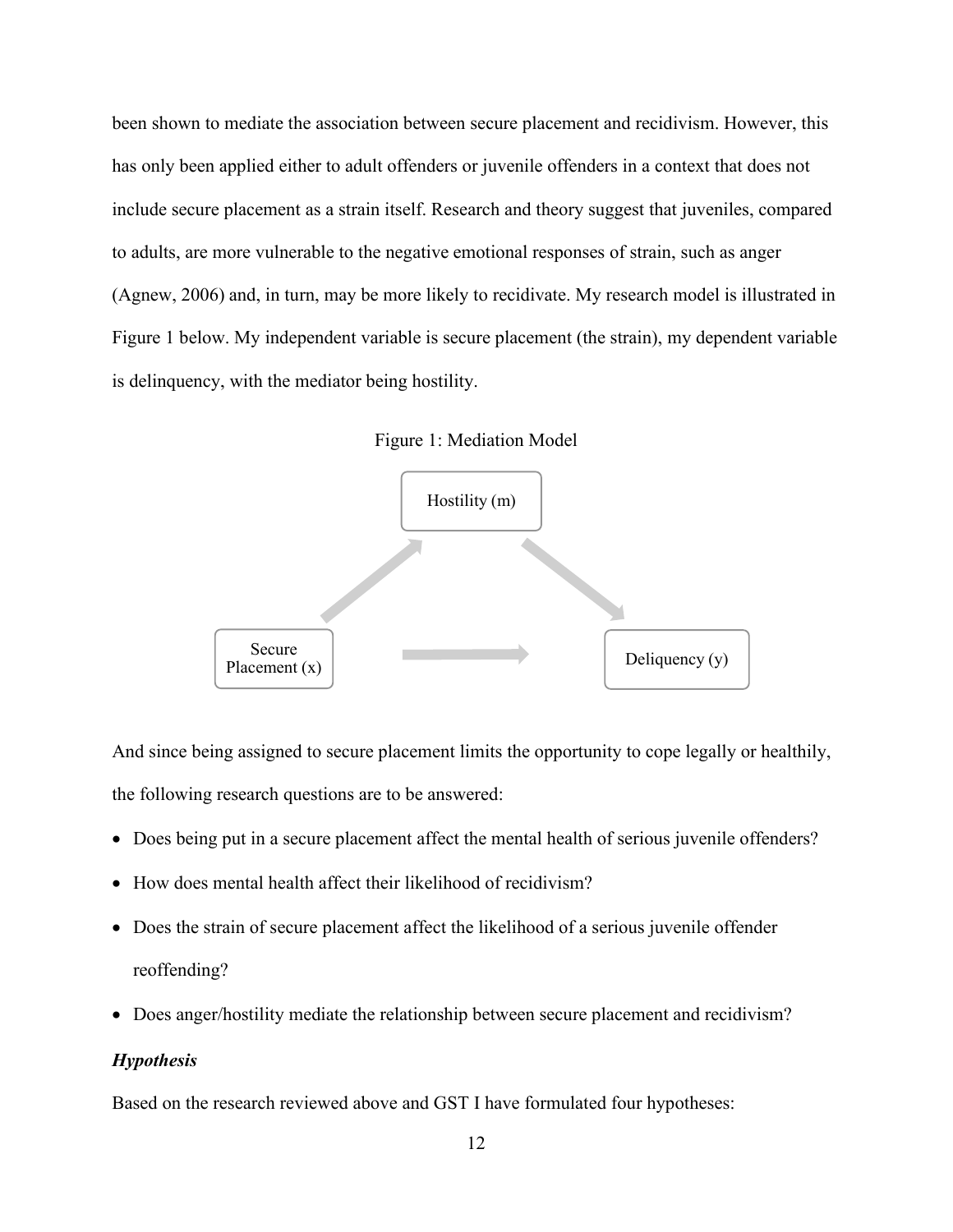been shown to mediate the association between secure placement and recidivism. However, this has only been applied either to adult offenders or juvenile offenders in a context that does not include secure placement as a strain itself. Research and theory suggest that juveniles, compared to adults, are more vulnerable to the negative emotional responses of strain, such as anger (Agnew, 2006) and, in turn, may be more likely to recidivate. My research model is illustrated in Figure 1 below. My independent variable is secure placement (the strain), my dependent variable is delinquency, with the mediator being hostility.

Figure 1: Mediation Model

Hostility (m)

Secure Placement (x)

Deliquency (y)

And since being assigned to secure placement limits the opportunity to cope legally or healthily, the following research questions are to be answered:

- Does being put in a secure placement affect the mental health of serious juvenile offenders?
- How does mental health affect their likelihood of recidivism?
- Does the strain of secure placement affect the likelihood of a serious juvenile offender reoffending?
- Does anger/hostility mediate the relationship between secure placement and recidivism?

### *Hypothesis*

Based on the research reviewed above and GST I have formulated four hypotheses: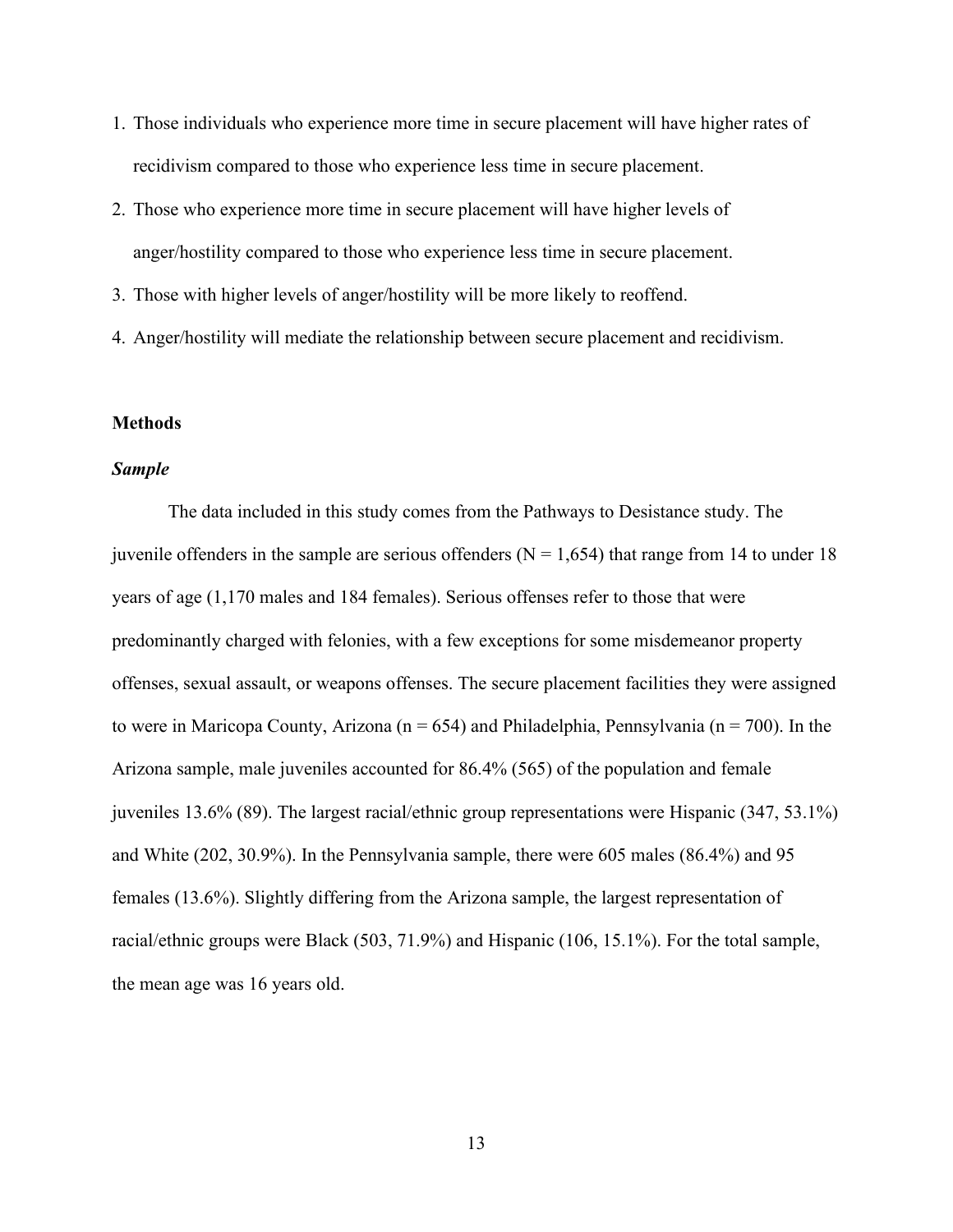1. Those individuals who experience more time in secure placement will have higher rates of recidivism compared to those who experience less time in secure placement.
2. Those who experience more time in secure placement will have higher levels of anger/hostility compared to those who experience less time in secure placement.
3. Those with higher levels of anger/hostility will be more likely to reoffend.
4. Anger/hostility will mediate the relationship between secure placement and recidivism.

## Methods

### *Sample*

The data included in this study comes from the Pathways to Desistance study. The juvenile offenders in the sample are serious offenders (N = 1,654) that range from 14 to under 18 years of age (1,170 males and 184 females). Serious offenses refer to those that were predominantly charged with felonies, with a few exceptions for some misdemeanor property offenses, sexual assault, or weapons offenses. The secure placement facilities they were assigned to were in Maricopa County, Arizona (n = 654) and Philadelphia, Pennsylvania (n = 700). In the Arizona sample, male juveniles accounted for 86.4% (565) of the population and female juveniles 13.6% (89). The largest racial/ethnic group representations were Hispanic (347, 53.1%) and White (202, 30.9%). In the Pennsylvania sample, there were 605 males (86.4%) and 95 females (13.6%). Slightly differing from the Arizona sample, the largest representation of racial/ethnic groups were Black (503, 71.9%) and Hispanic (106, 15.1%). For the total sample, the mean age was 16 years old.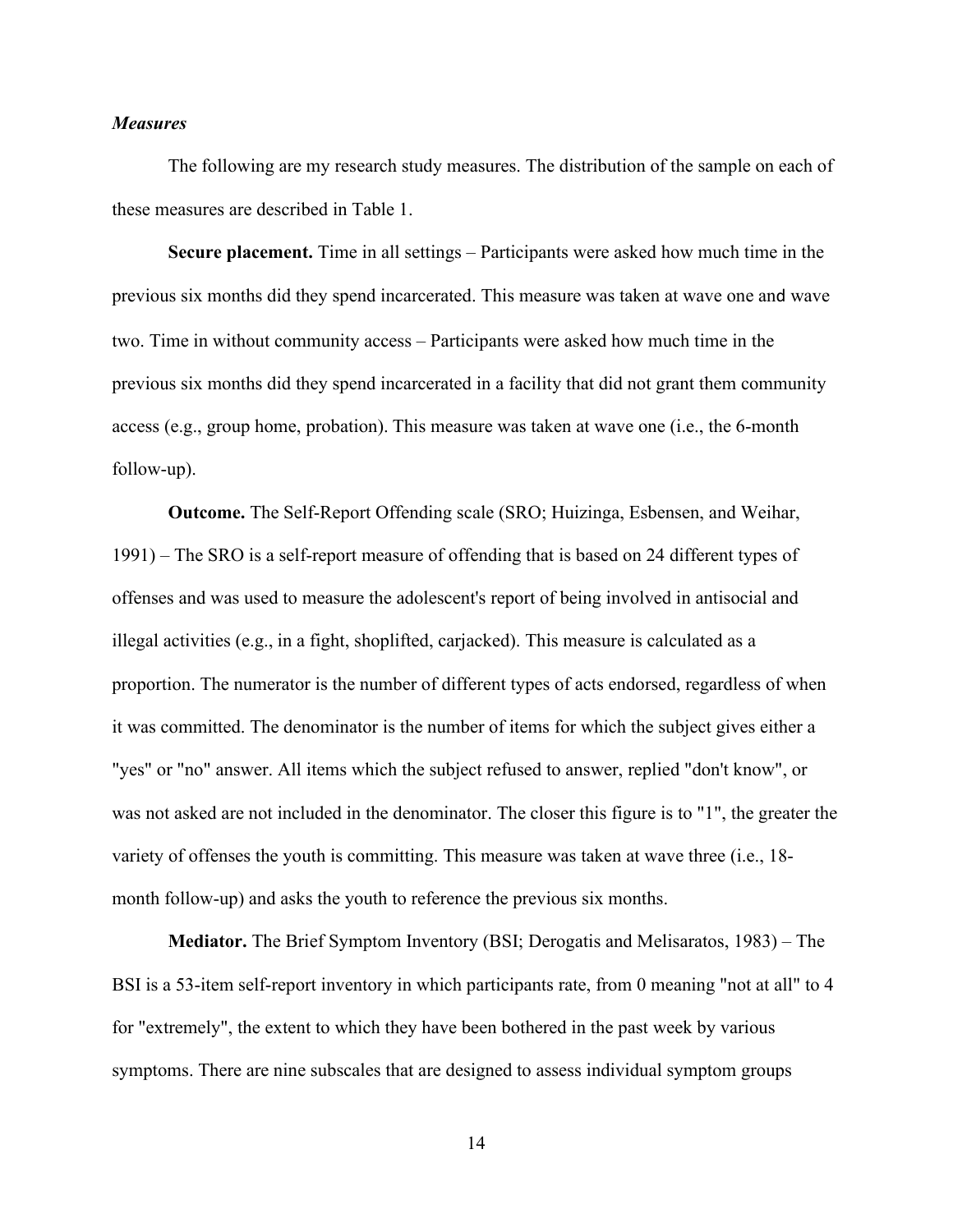*Measures*

The following are my research study measures. The distribution of the sample on each of these measures are described in Table 1.

**Secure placement.** Time in all settings – Participants were asked how much time in the previous six months did they spend incarcerated. This measure was taken at wave one and wave two. Time in without community access – Participants were asked how much time in the previous six months did they spend incarcerated in a facility that did not grant them community access (e.g., group home, probation). This measure was taken at wave one (i.e., the 6-month follow-up).

**Outcome.** The Self-Report Offending scale (SRO; Huizinga, Esbensen, and Weihar, 1991) – The SRO is a self-report measure of offending that is based on 24 different types of offenses and was used to measure the adolescent's report of being involved in antisocial and illegal activities (e.g., in a fight, shoplifted, carjacked). This measure is calculated as a proportion. The numerator is the number of different types of acts endorsed, regardless of when it was committed. The denominator is the number of items for which the subject gives either a "yes" or "no" answer. All items which the subject refused to answer, replied "don't know", or was not asked are not included in the denominator. The closer this figure is to "1", the greater the variety of offenses the youth is committing. This measure was taken at wave three (i.e., 18-month follow-up) and asks the youth to reference the previous six months.

**Mediator.** The Brief Symptom Inventory (BSI; Derogatis and Melisaratos, 1983) – The BSI is a 53-item self-report inventory in which participants rate, from 0 meaning "not at all" to 4 for "extremely", the extent to which they have been bothered in the past week by various symptoms. There are nine subscales that are designed to assess individual symptom groups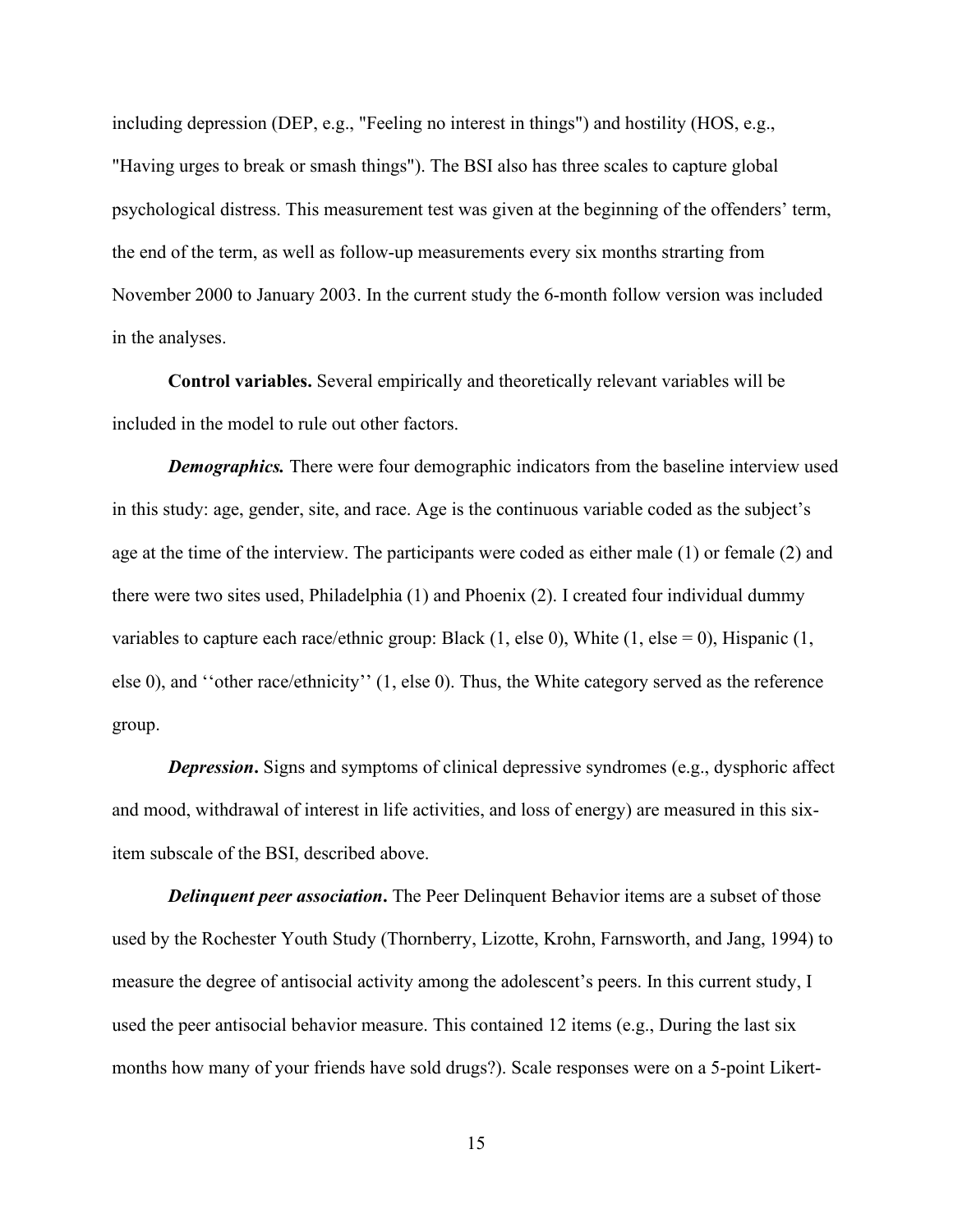including depression (DEP, e.g., "Feeling no interest in things") and hostility (HOS, e.g., "Having urges to break or smash things"). The BSI also has three scales to capture global psychological distress. This measurement test was given at the beginning of the offenders' term, the end of the term, as well as follow-up measurements every six months strarting from November 2000 to January 2003. In the current study the 6-month follow version was included in the analyses.

**Control variables.** Several empirically and theoretically relevant variables will be included in the model to rule out other factors.

***Demographics.*** There were four demographic indicators from the baseline interview used in this study: age, gender, site, and race. Age is the continuous variable coded as the subject's age at the time of the interview. The participants were coded as either male (1) or female (2) and there were two sites used, Philadelphia (1) and Phoenix (2). I created four individual dummy variables to capture each race/ethnic group: Black (1, else 0), White (1, else = 0), Hispanic (1, else 0), and ''other race/ethnicity'' (1, else 0). Thus, the White category served as the reference group.

***Depression*.** Signs and symptoms of clinical depressive syndromes (e.g., dysphoric affect and mood, withdrawal of interest in life activities, and loss of energy) are measured in this six-item subscale of the BSI, described above.

***Delinquent peer association*.** The Peer Delinquent Behavior items are a subset of those used by the Rochester Youth Study (Thornberry, Lizotte, Krohn, Farnsworth, and Jang, 1994) to measure the degree of antisocial activity among the adolescent's peers. In this current study, I used the peer antisocial behavior measure. This contained 12 items (e.g., During the last six months how many of your friends have sold drugs?). Scale responses were on a 5-point Likert-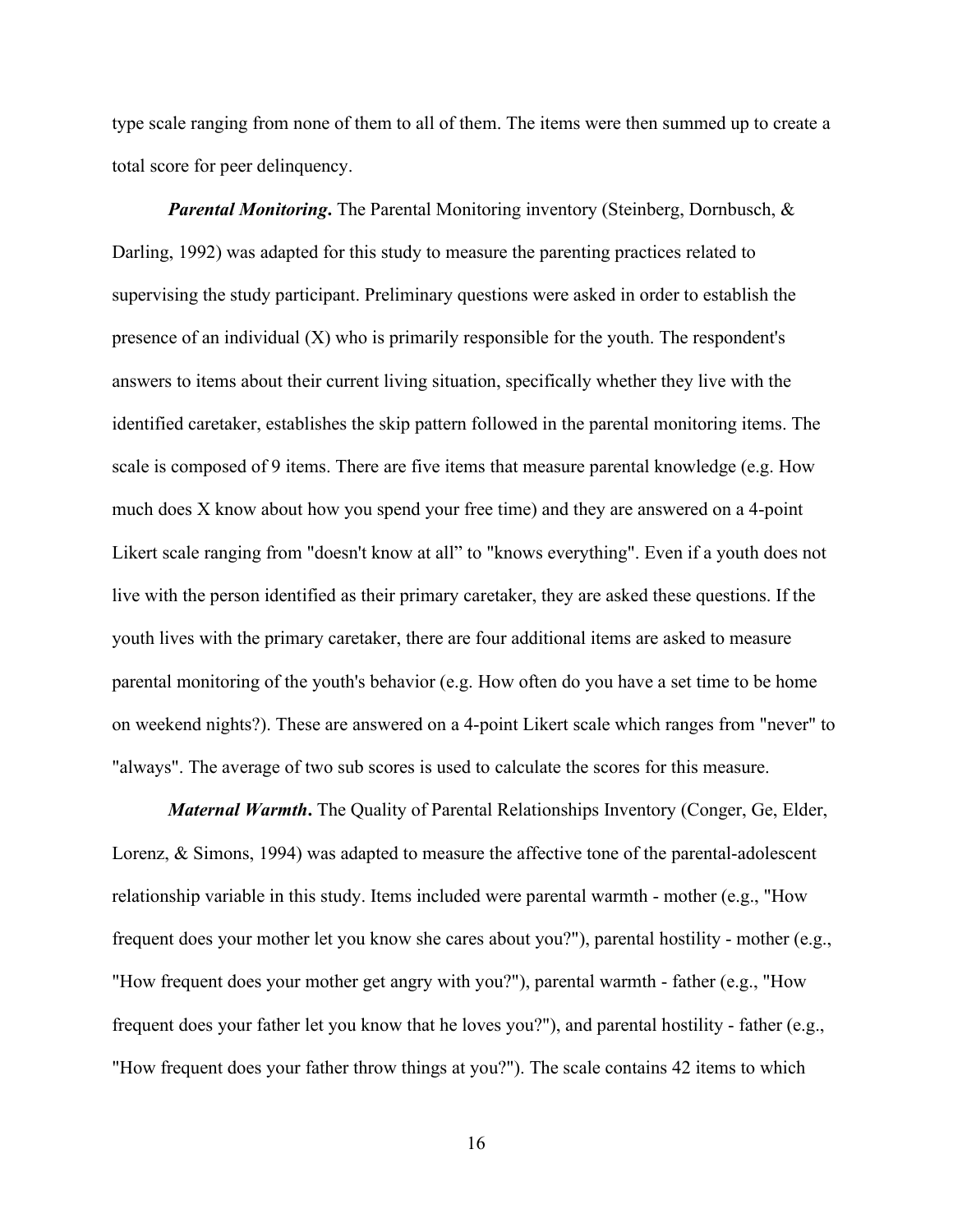type scale ranging from none of them to all of them. The items were then summed up to create a total score for peer delinquency.

***Parental Monitoring*.** The Parental Monitoring inventory (Steinberg, Dornbusch, & Darling, 1992) was adapted for this study to measure the parenting practices related to supervising the study participant. Preliminary questions were asked in order to establish the presence of an individual (X) who is primarily responsible for the youth. The respondent's answers to items about their current living situation, specifically whether they live with the identified caretaker, establishes the skip pattern followed in the parental monitoring items. The scale is composed of 9 items. There are five items that measure parental knowledge (e.g. How much does X know about how you spend your free time) and they are answered on a 4-point Likert scale ranging from "doesn't know at all" to "knows everything". Even if a youth does not live with the person identified as their primary caretaker, they are asked these questions. If the youth lives with the primary caretaker, there are four additional items are asked to measure parental monitoring of the youth's behavior (e.g. How often do you have a set time to be home on weekend nights?). These are answered on a 4-point Likert scale which ranges from "never" to "always". The average of two sub scores is used to calculate the scores for this measure.

***Maternal Warmth*.** The Quality of Parental Relationships Inventory (Conger, Ge, Elder, Lorenz, & Simons, 1994) was adapted to measure the affective tone of the parental-adolescent relationship variable in this study. Items included were parental warmth - mother (e.g., "How frequent does your mother let you know she cares about you?"), parental hostility - mother (e.g., "How frequent does your mother get angry with you?"), parental warmth - father (e.g., "How frequent does your father let you know that he loves you?"), and parental hostility - father (e.g., "How frequent does your father throw things at you?"). The scale contains 42 items to which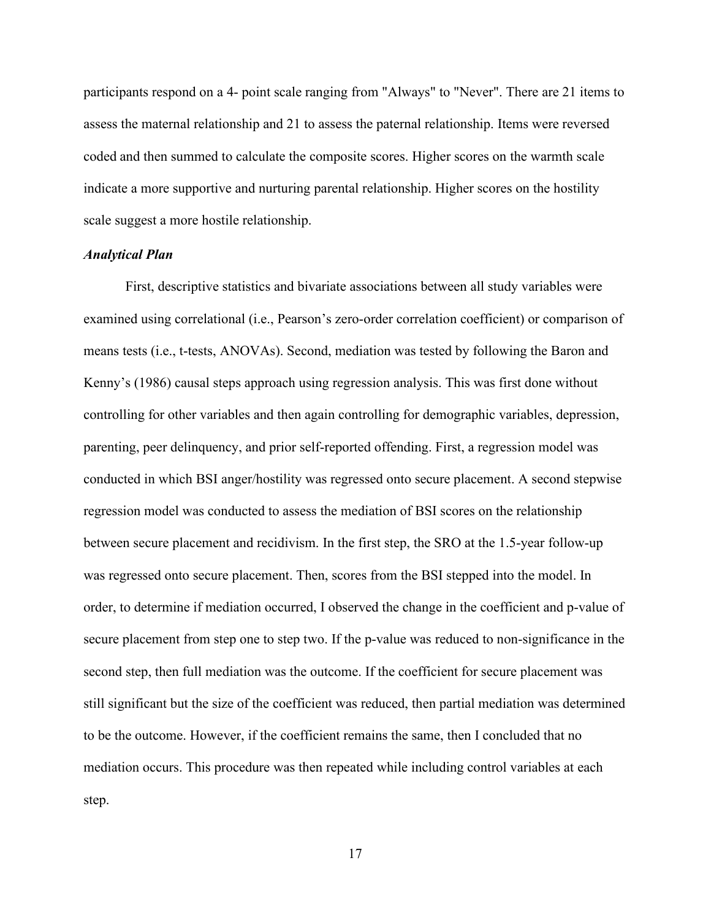participants respond on a 4- point scale ranging from "Always" to "Never". There are 21 items to assess the maternal relationship and 21 to assess the paternal relationship. Items were reversed coded and then summed to calculate the composite scores. Higher scores on the warmth scale indicate a more supportive and nurturing parental relationship. Higher scores on the hostility scale suggest a more hostile relationship.

### *Analytical Plan*

First, descriptive statistics and bivariate associations between all study variables were examined using correlational (i.e., Pearson's zero-order correlation coefficient) or comparison of means tests (i.e., t-tests, ANOVAs). Second, mediation was tested by following the Baron and Kenny's (1986) causal steps approach using regression analysis. This was first done without controlling for other variables and then again controlling for demographic variables, depression, parenting, peer delinquency, and prior self-reported offending. First, a regression model was conducted in which BSI anger/hostility was regressed onto secure placement. A second stepwise regression model was conducted to assess the mediation of BSI scores on the relationship between secure placement and recidivism. In the first step, the SRO at the 1.5-year follow-up was regressed onto secure placement. Then, scores from the BSI stepped into the model. In order, to determine if mediation occurred, I observed the change in the coefficient and p-value of secure placement from step one to step two. If the p-value was reduced to non-significance in the second step, then full mediation was the outcome. If the coefficient for secure placement was still significant but the size of the coefficient was reduced, then partial mediation was determined to be the outcome. However, if the coefficient remains the same, then I concluded that no mediation occurs. This procedure was then repeated while including control variables at each step.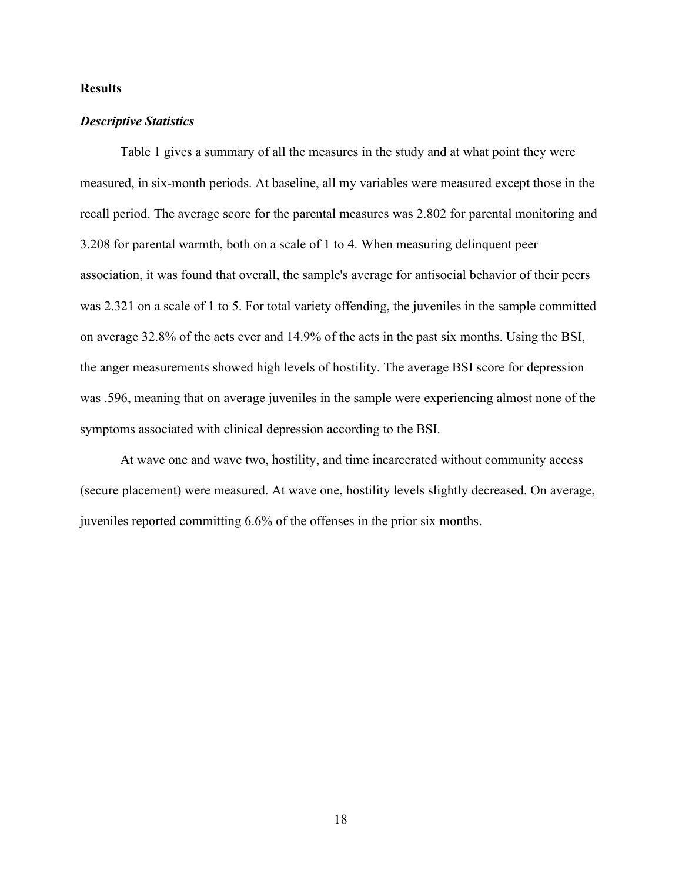## Results

### *Descriptive Statistics*

Table 1 gives a summary of all the measures in the study and at what point they were measured, in six-month periods. At baseline, all my variables were measured except those in the recall period. The average score for the parental measures was 2.802 for parental monitoring and 3.208 for parental warmth, both on a scale of 1 to 4. When measuring delinquent peer association, it was found that overall, the sample's average for antisocial behavior of their peers was 2.321 on a scale of 1 to 5. For total variety offending, the juveniles in the sample committed on average 32.8% of the acts ever and 14.9% of the acts in the past six months. Using the BSI, the anger measurements showed high levels of hostility. The average BSI score for depression was .596, meaning that on average juveniles in the sample were experiencing almost none of the symptoms associated with clinical depression according to the BSI.

At wave one and wave two, hostility, and time incarcerated without community access (secure placement) were measured. At wave one, hostility levels slightly decreased. On average, juveniles reported committing 6.6% of the offenses in the prior six months.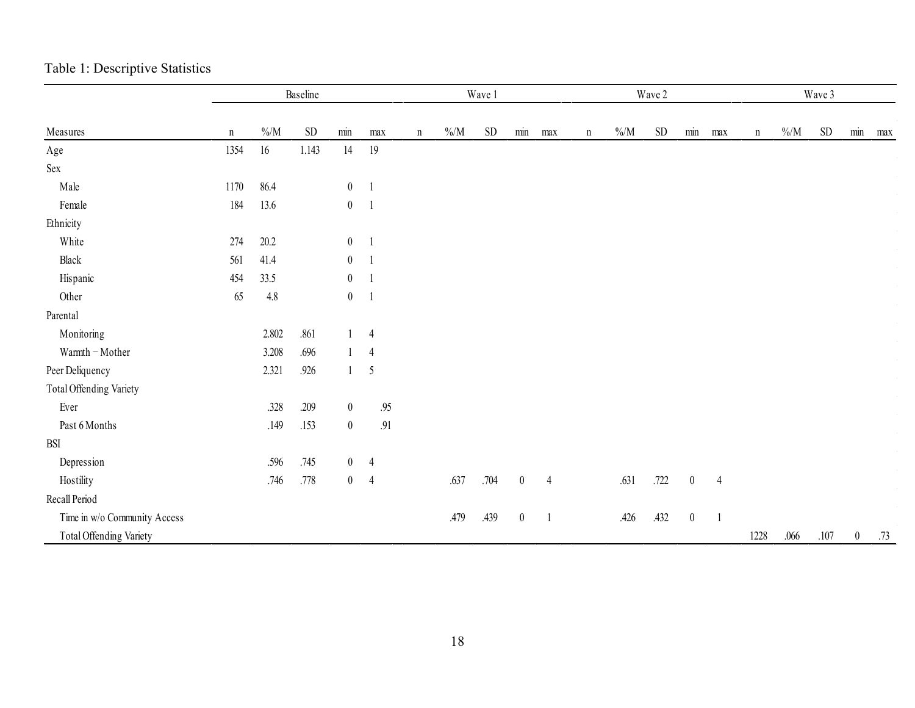Table 1: Descriptive Statistics

| | Baseline | | | | | Wave 1 | | | | | Wave 2 | | | | | Wave 3 | | | | |
|---|---|---|---|---|---|---|---|---|---|---|---|---|---|---|---|---|---|---|---|---|
| Measures | n | %/M | SD | min | max | n | %/M | SD | min | max | n | %/M | SD | min | max | n | %/M | SD | min | max |
| Age | 1354 | 16 | 1.143 | 14 | 19 | | | | | | | | | | | | | | | |
| Sex | | | | | | | | | | | | | | | | | | | | |
| Male | 1170 | 86.4 | | 0 | 1 | | | | | | | | | | | | | | | |
| Female | 184 | 13.6 | | 0 | 1 | | | | | | | | | | | | | | | |
| Ethnicity | | | | | | | | | | | | | | | | | | | | |
| White | 274 | 20.2 | | 0 | 1 | | | | | | | | | | | | | | | |
| Black | 561 | 41.4 | | 0 | 1 | | | | | | | | | | | | | | | |
| Hispanic | 454 | 33.5 | | 0 | 1 | | | | | | | | | | | | | | | |
| Other | 65 | 4.8 | | 0 | 1 | | | | | | | | | | | | | | | |
| Parental | | | | | | | | | | | | | | | | | | | | |
| Monitoring | | 2.802 | .861 | 1 | 4 | | | | | | | | | | | | | | | |
| Warmth − Mother | | 3.208 | .696 | 1 | 4 | | | | | | | | | | | | | | | |
| Peer Deliquency | | 2.321 | .926 | 1 | 5 | | | | | | | | | | | | | | | |
| Total Offending Variety | | | | | | | | | | | | | | | | | | | | |
| Ever | | .328 | .209 | 0 | .95 | | | | | | | | | | | | | | | |
| Past 6 Months | | .149 | .153 | 0 | .91 | | | | | | | | | | | | | | | |
| BSI | | | | | | | | | | | | | | | | | | | | |
| Depression | | .596 | .745 | 0 | 4 | | | | | | | | | | | | | | | |
| Hostility | | .746 | .778 | 0 | 4 | | .637 | .704 | 0 | 4 | | .631 | .722 | 0 | 4 | | | | | |
| Recall Period | | | | | | | | | | | | | | | | | | | | |
| Time in w/o Community Access | | | | | | | .479 | .439 | 0 | 1 | | .426 | .432 | 0 | 1 | | | | | |
| Total Offending Variety | | | | | | | | | | | | | | | | 1228 | .066 | .107 | 0 | .73 |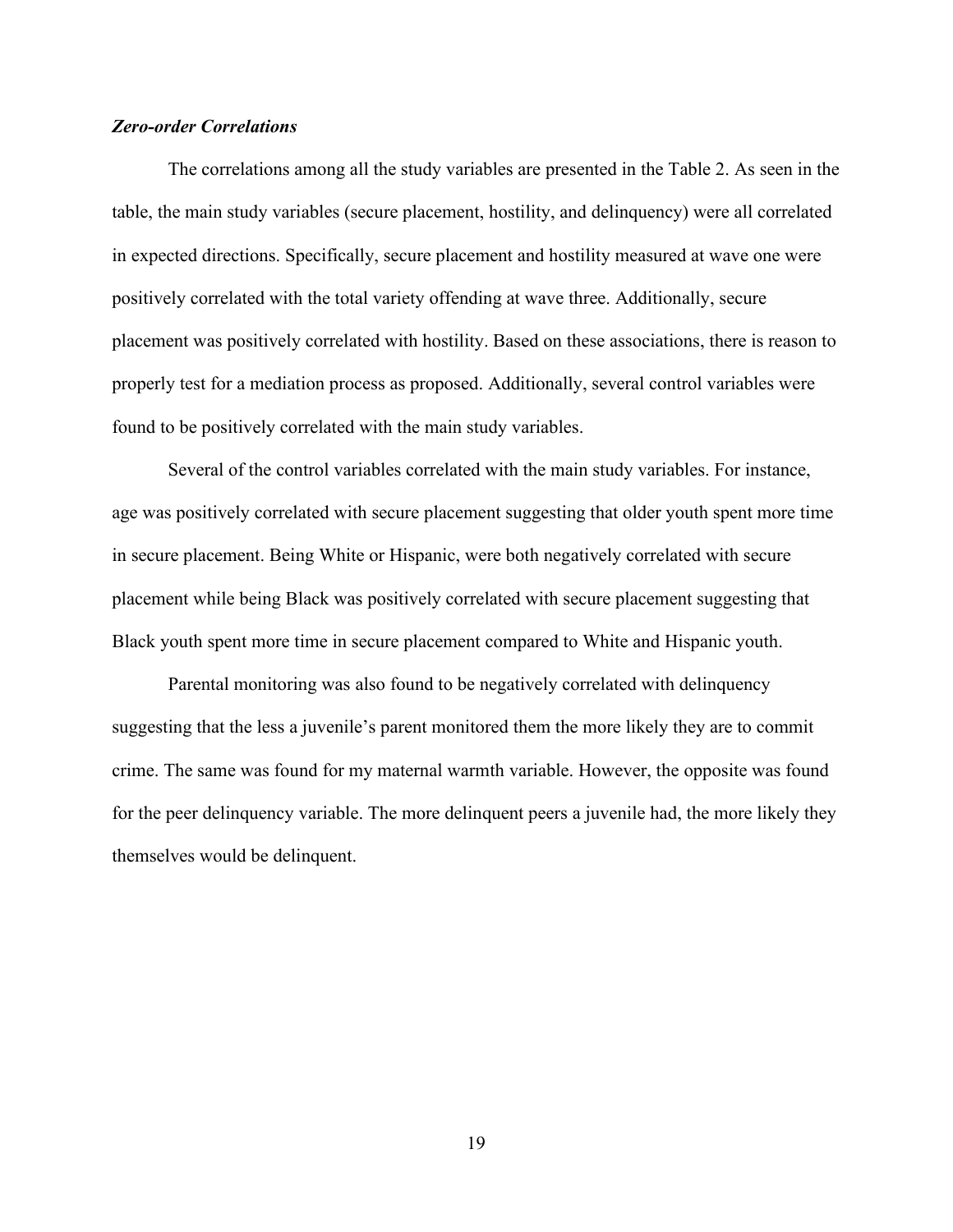***Zero-order Correlations***

The correlations among all the study variables are presented in the Table 2. As seen in the table, the main study variables (secure placement, hostility, and delinquency) were all correlated in expected directions. Specifically, secure placement and hostility measured at wave one were positively correlated with the total variety offending at wave three. Additionally, secure placement was positively correlated with hostility. Based on these associations, there is reason to properly test for a mediation process as proposed. Additionally, several control variables were found to be positively correlated with the main study variables.

Several of the control variables correlated with the main study variables. For instance, age was positively correlated with secure placement suggesting that older youth spent more time in secure placement. Being White or Hispanic, were both negatively correlated with secure placement while being Black was positively correlated with secure placement suggesting that Black youth spent more time in secure placement compared to White and Hispanic youth.

Parental monitoring was also found to be negatively correlated with delinquency suggesting that the less a juvenile's parent monitored them the more likely they are to commit crime. The same was found for my maternal warmth variable. However, the opposite was found for the peer delinquency variable. The more delinquent peers a juvenile had, the more likely they themselves would be delinquent.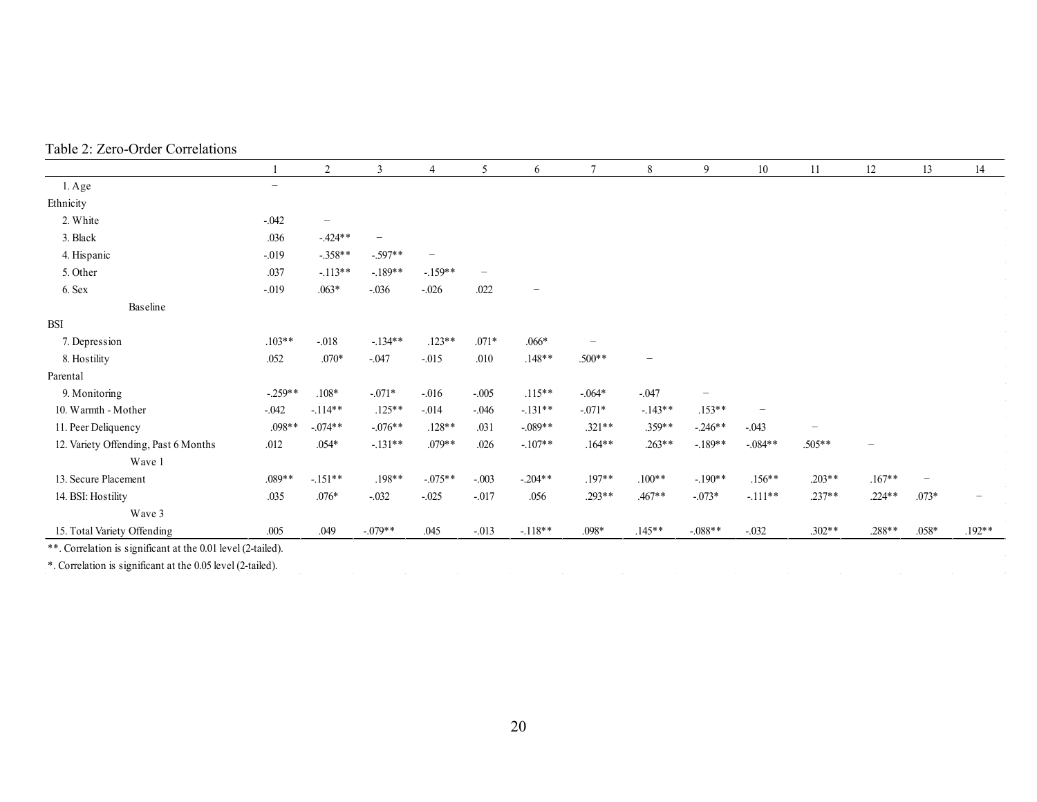Table 2: Zero-Order Correlations

| | 1 | 2 | 3 | 4 | 5 | 6 | 7 | 8 | 9 | 10 | 11 | 12 | 13 | 14 |
|---|---|---|---|---|---|---|---|---|---|---|---|---|---|---|
| 1. Age | – | | | | | | | | | | | | | |
| Ethnicity | | | | | | | | | | | | | | |
| 2. White | -.042 | – | | | | | | | | | | | | |
| 3. Black | .036 | -.424** | – | | | | | | | | | | | |
| 4. Hispanic | -.019 | -.358** | -.597** | – | | | | | | | | | | |
| 5. Other | .037 | -.113** | -.189** | -.159** | – | | | | | | | | | |
| 6. Sex | -.019 | .063* | -.036 | -.026 | .022 | – | | | | | | | | |
| Baseline | | | | | | | | | | | | | | |
| BSI | | | | | | | | | | | | | | |
| 7. Depression | .103** | -.018 | -.134** | .123** | .071* | .066* | – | | | | | | | |
| 8. Hostility | .052 | .070* | -.047 | -.015 | .010 | .148** | .500** | – | | | | | | |
| Parental | | | | | | | | | | | | | | |
| 9. Monitoring | -.259** | .108* | -.071* | -.016 | -.005 | .115** | -.064* | -.047 | – | | | | | |
| 10. Warmth - Mother | -.042 | -.114** | .125** | -.014 | -.046 | -.131** | -.071* | -.143** | .153** | – | | | | |
| 11. Peer Deliquency | .098** | -.074** | -.076** | .128** | .031 | -.089** | .321** | .359** | -.246** | -.043 | – | | | |
| 12. Variety Offending, Past 6 Months | .012 | .054* | -.131** | .079** | .026 | -.107** | .164** | .263** | -.189** | -.084** | .505** | – | | |
| Wave 1 | | | | | | | | | | | | | | |
| 13. Secure Placement | .089** | -.151** | .198** | -.075** | -.003 | -.204** | .197** | .100** | -.190** | .156** | .203** | .167** | – | |
| 14. BSI: Hostility | .035 | .076* | -.032 | -.025 | -.017 | .056 | .293** | .467** | -.073* | -.111** | .237** | .224** | .073* | – |
| Wave 3 | | | | | | | | | | | | | | |
| 15. Total Variety Offending | .005 | .049 | -.079** | .045 | -.013 | -.118** | .098* | .145** | -.088** | -.032 | .302** | .288** | .058* | .192** |

**. Correlation is significant at the 0.01 level (2-tailed).

*. Correlation is significant at the 0.05 level (2-tailed).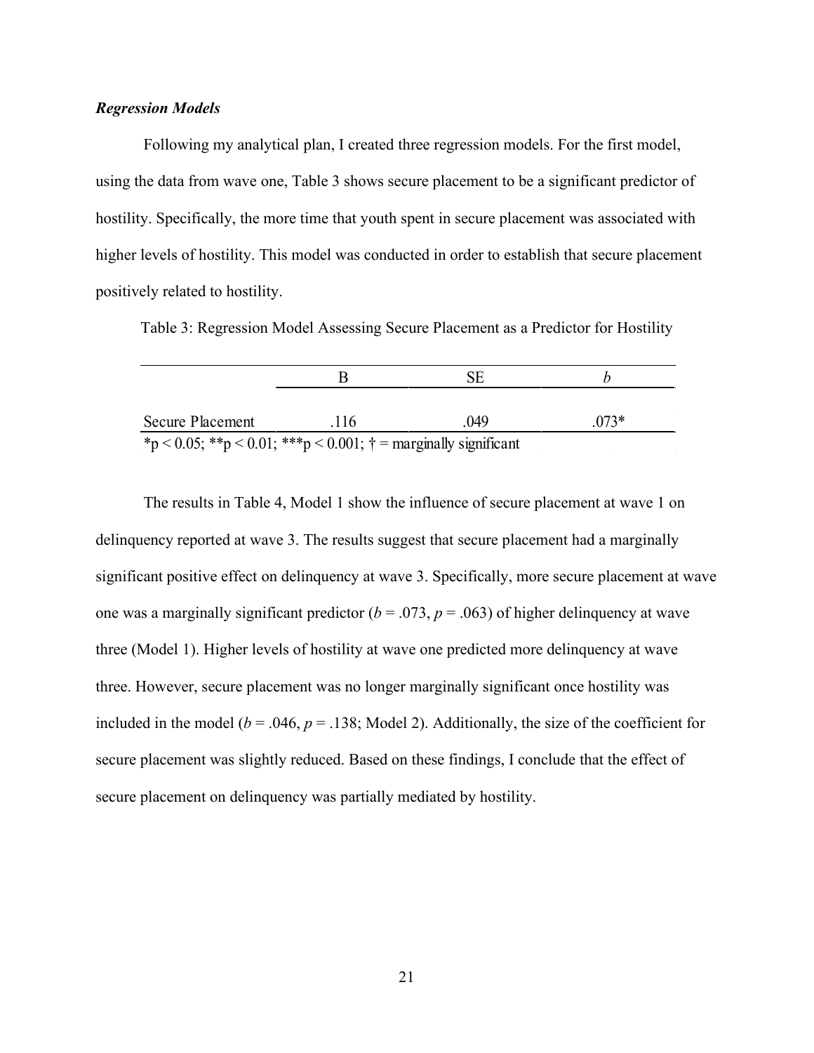### *Regression Models*

Following my analytical plan, I created three regression models. For the first model, using the data from wave one, Table 3 shows secure placement to be a significant predictor of hostility. Specifically, the more time that youth spent in secure placement was associated with higher levels of hostility. This model was conducted in order to establish that secure placement positively related to hostility.

Table 3: Regression Model Assessing Secure Placement as a Predictor for Hostility

| | B | SE | *b* |
|---|---|---|---|
| Secure Placement | .116 | .049 | .073* |

*p < 0.05; **p < 0.01; ***p < 0.001; † = marginally significant

The results in Table 4, Model 1 show the influence of secure placement at wave 1 on delinquency reported at wave 3. The results suggest that secure placement had a marginally significant positive effect on delinquency at wave 3. Specifically, more secure placement at wave one was a marginally significant predictor ($b$ = .073, $p$ = .063) of higher delinquency at wave three (Model 1). Higher levels of hostility at wave one predicted more delinquency at wave three. However, secure placement was no longer marginally significant once hostility was included in the model ($b$ = .046, $p$ = .138; Model 2). Additionally, the size of the coefficient for secure placement was slightly reduced. Based on these findings, I conclude that the effect of secure placement on delinquency was partially mediated by hostility.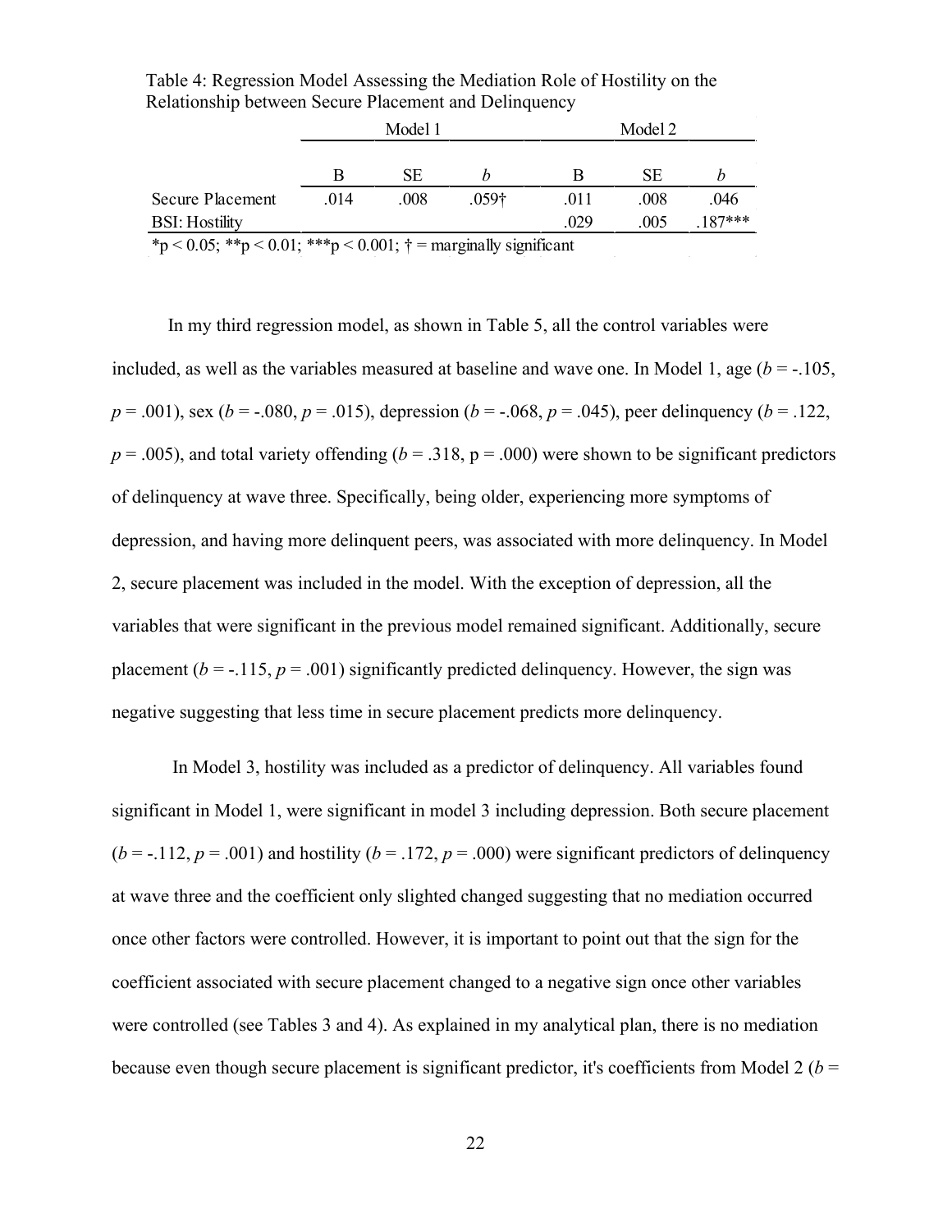Table 4: Regression Model Assessing the Mediation Role of Hostility on the Relationship between Secure Placement and Delinquency

| | Model 1 | | | Model 2 | | |
|---|---|---|---|---|---|---|
| | B | SE | *b* | B | SE | *b* |
| Secure Placement | .014 | .008 | .059† | .011 | .008 | .046 |
| BSI: Hostility | | | | .029 | .005 | .187*** |

*p < 0.05; **p < 0.01; ***p < 0.001; † = marginally significant

In my third regression model, as shown in Table 5, all the control variables were included, as well as the variables measured at baseline and wave one. In Model 1, age (*b* = -.105, *p* = .001), sex (*b* = -.080, *p* = .015), depression (*b* = -.068, *p* = .045), peer delinquency (*b* = .122, *p* = .005), and total variety offending (*b* = .318, p = .000) were shown to be significant predictors of delinquency at wave three. Specifically, being older, experiencing more symptoms of depression, and having more delinquent peers, was associated with more delinquency. In Model 2, secure placement was included in the model. With the exception of depression, all the variables that were significant in the previous model remained significant. Additionally, secure placement (*b* = -.115, *p* = .001) significantly predicted delinquency. However, the sign was negative suggesting that less time in secure placement predicts more delinquency.

In Model 3, hostility was included as a predictor of delinquency. All variables found significant in Model 1, were significant in model 3 including depression. Both secure placement (*b* = -.112, *p* = .001) and hostility (*b* = .172, *p* = .000) were significant predictors of delinquency at wave three and the coefficient only slighted changed suggesting that no mediation occurred once other factors were controlled. However, it is important to point out that the sign for the coefficient associated with secure placement changed to a negative sign once other variables were controlled (see Tables 3 and 4). As explained in my analytical plan, there is no mediation because even though secure placement is significant predictor, it's coefficients from Model 2 (*b* =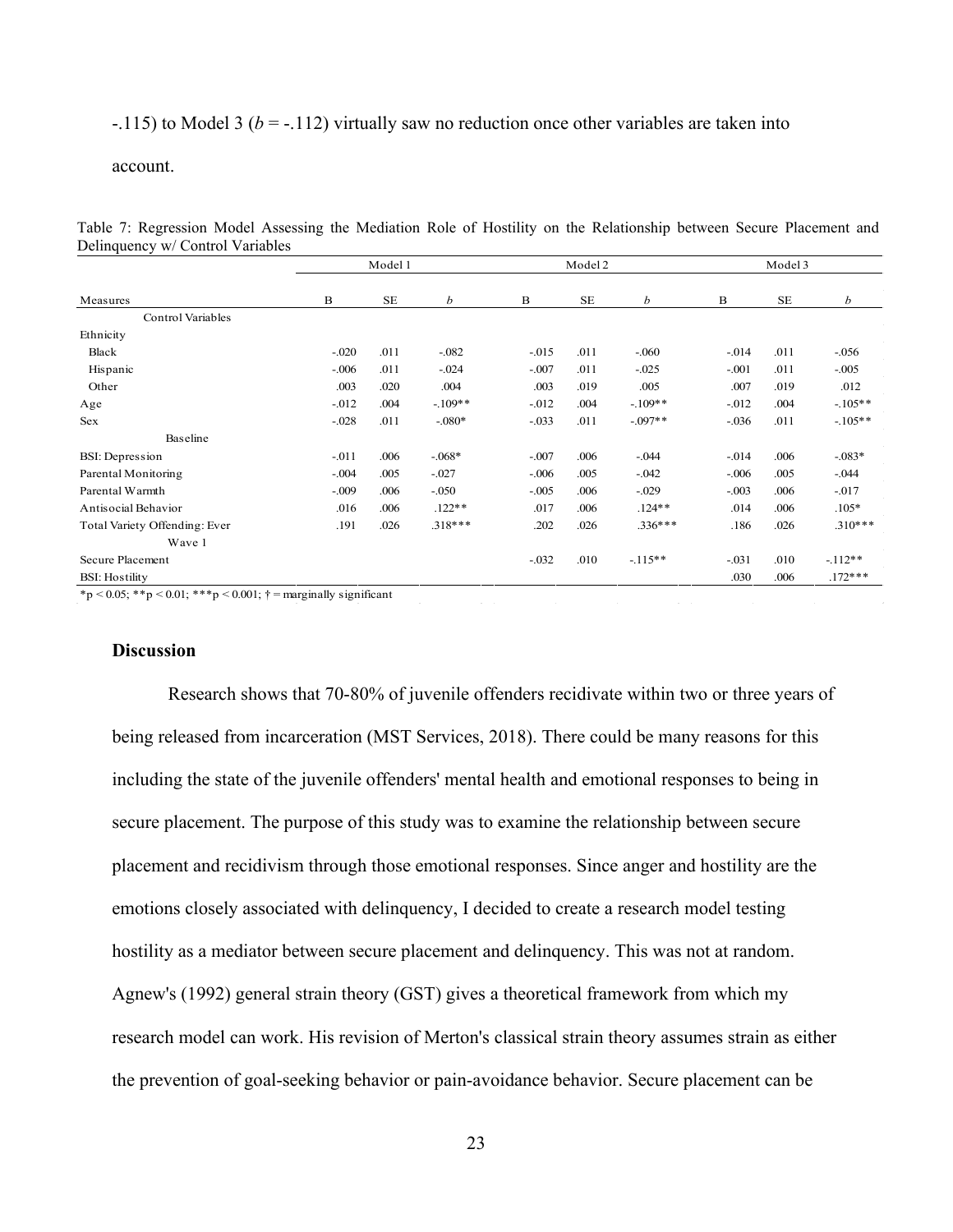-.115) to Model 3 (*b* = -.112) virtually saw no reduction once other variables are taken into account.

Table 7: Regression Model Assessing the Mediation Role of Hostility on the Relationship between Secure Placement and Delinquency w/ Control Variables

| | Model 1 | | | Model 2 | | | Model 3 | | |
|---|---|---|---|---|---|---|---|---|---|
| Measures | B | SE | *b* | B | SE | *b* | B | SE | *b* |
| Control Variables | | | | | | | | | |
| Ethnicity | | | | | | | | | |
| Black | -.020 | .011 | -.082 | -.015 | .011 | -.060 | -.014 | .011 | -.056 |
| Hispanic | -.006 | .011 | -.024 | -.007 | .011 | -.025 | -.001 | .011 | -.005 |
| Other | .003 | .020 | .004 | .003 | .019 | .005 | .007 | .019 | .012 |
| Age | -.012 | .004 | -.109** | -.012 | .004 | -.109** | -.012 | .004 | -.105** |
| Sex | -.028 | .011 | -.080* | -.033 | .011 | -.097** | -.036 | .011 | -.105** |
| Baseline | | | | | | | | | |
| BSI: Depression | -.011 | .006 | -.068* | -.007 | .006 | -.044 | -.014 | .006 | -.083* |
| Parental Monitoring | -.004 | .005 | -.027 | -.006 | .005 | -.042 | -.006 | .005 | -.044 |
| Parental Warmth | -.009 | .006 | -.050 | -.005 | .006 | -.029 | -.003 | .006 | -.017 |
| Antisocial Behavior | .016 | .006 | .122** | .017 | .006 | .124** | .014 | .006 | .105* |
| Total Variety Offending: Ever | .191 | .026 | .318*** | .202 | .026 | .336*** | .186 | .026 | .310*** |
| Wave 1 | | | | | | | | | |
| Secure Placement | | | | -.032 | .010 | -.115** | -.031 | .010 | -.112** |
| BSI: Hostility | | | | | | | .030 | .006 | .172*** |

*p < 0.05; **p < 0.01; ***p < 0.001; † = marginally significant

### Discussion

Research shows that 70-80% of juvenile offenders recidivate within two or three years of being released from incarceration (MST Services, 2018). There could be many reasons for this including the state of the juvenile offenders' mental health and emotional responses to being in secure placement. The purpose of this study was to examine the relationship between secure placement and recidivism through those emotional responses. Since anger and hostility are the emotions closely associated with delinquency, I decided to create a research model testing hostility as a mediator between secure placement and delinquency. This was not at random. Agnew's (1992) general strain theory (GST) gives a theoretical framework from which my research model can work. His revision of Merton's classical strain theory assumes strain as either the prevention of goal-seeking behavior or pain-avoidance behavior. Secure placement can be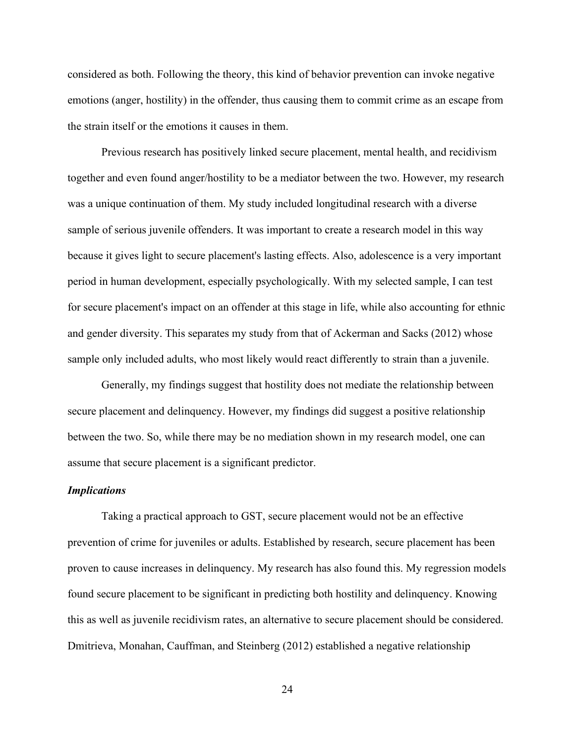considered as both. Following the theory, this kind of behavior prevention can invoke negative emotions (anger, hostility) in the offender, thus causing them to commit crime as an escape from the strain itself or the emotions it causes in them.

Previous research has positively linked secure placement, mental health, and recidivism together and even found anger/hostility to be a mediator between the two. However, my research was a unique continuation of them. My study included longitudinal research with a diverse sample of serious juvenile offenders. It was important to create a research model in this way because it gives light to secure placement's lasting effects. Also, adolescence is a very important period in human development, especially psychologically. With my selected sample, I can test for secure placement's impact on an offender at this stage in life, while also accounting for ethnic and gender diversity. This separates my study from that of Ackerman and Sacks (2012) whose sample only included adults, who most likely would react differently to strain than a juvenile.

Generally, my findings suggest that hostility does not mediate the relationship between secure placement and delinquency. However, my findings did suggest a positive relationship between the two. So, while there may be no mediation shown in my research model, one can assume that secure placement is a significant predictor.

### ***Implications***

Taking a practical approach to GST, secure placement would not be an effective prevention of crime for juveniles or adults. Established by research, secure placement has been proven to cause increases in delinquency. My research has also found this. My regression models found secure placement to be significant in predicting both hostility and delinquency. Knowing this as well as juvenile recidivism rates, an alternative to secure placement should be considered. Dmitrieva, Monahan, Cauffman, and Steinberg (2012) established a negative relationship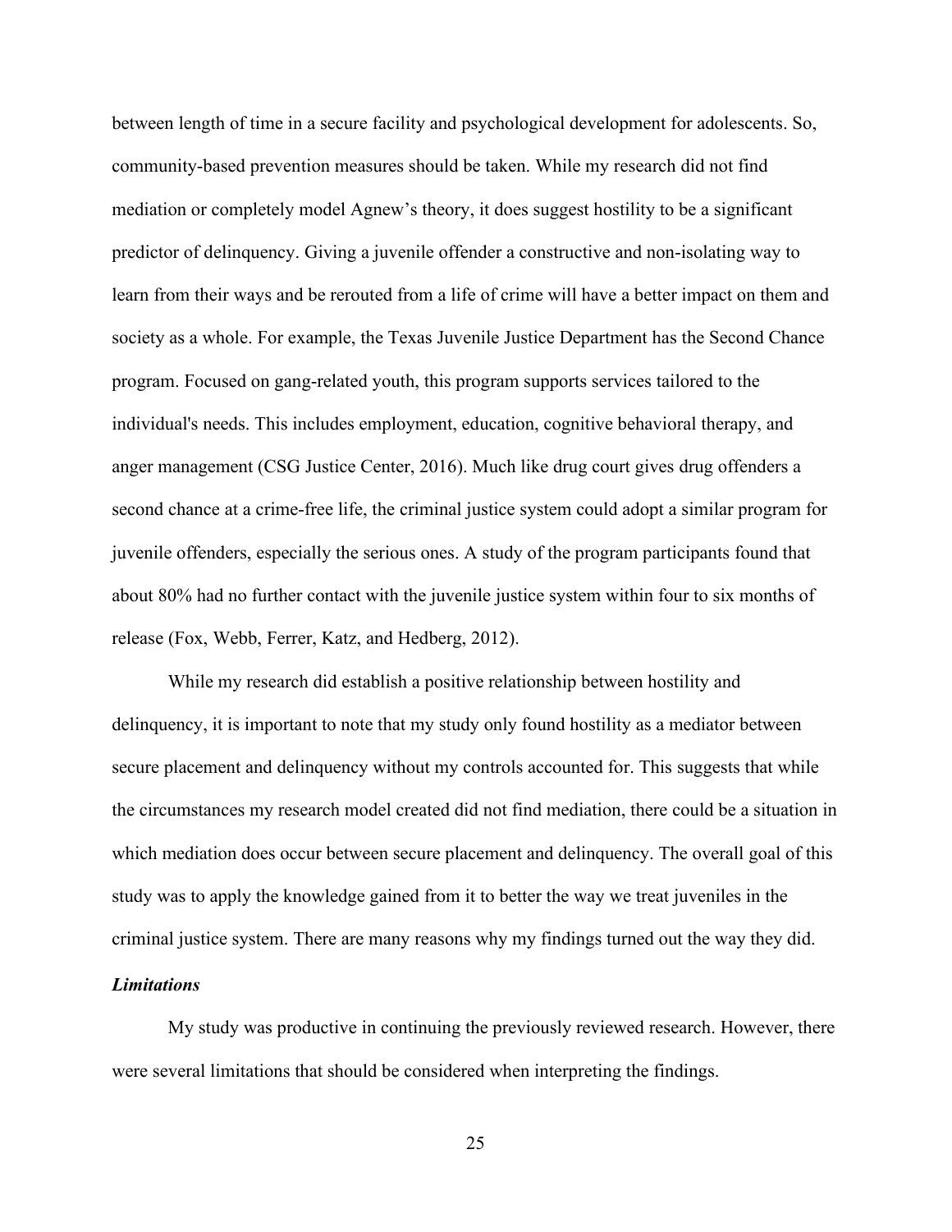between length of time in a secure facility and psychological development for adolescents. So, community-based prevention measures should be taken. While my research did not find mediation or completely model Agnew's theory, it does suggest hostility to be a significant predictor of delinquency. Giving a juvenile offender a constructive and non-isolating way to learn from their ways and be rerouted from a life of crime will have a better impact on them and society as a whole. For example, the Texas Juvenile Justice Department has the Second Chance program. Focused on gang-related youth, this program supports services tailored to the individual's needs. This includes employment, education, cognitive behavioral therapy, and anger management (CSG Justice Center, 2016). Much like drug court gives drug offenders a second chance at a crime-free life, the criminal justice system could adopt a similar program for juvenile offenders, especially the serious ones. A study of the program participants found that about 80% had no further contact with the juvenile justice system within four to six months of release (Fox, Webb, Ferrer, Katz, and Hedberg, 2012).

While my research did establish a positive relationship between hostility and delinquency, it is important to note that my study only found hostility as a mediator between secure placement and delinquency without my controls accounted for. This suggests that while the circumstances my research model created did not find mediation, there could be a situation in which mediation does occur between secure placement and delinquency. The overall goal of this study was to apply the knowledge gained from it to better the way we treat juveniles in the criminal justice system. There are many reasons why my findings turned out the way they did.

***Limitations***

My study was productive in continuing the previously reviewed research. However, there were several limitations that should be considered when interpreting the findings.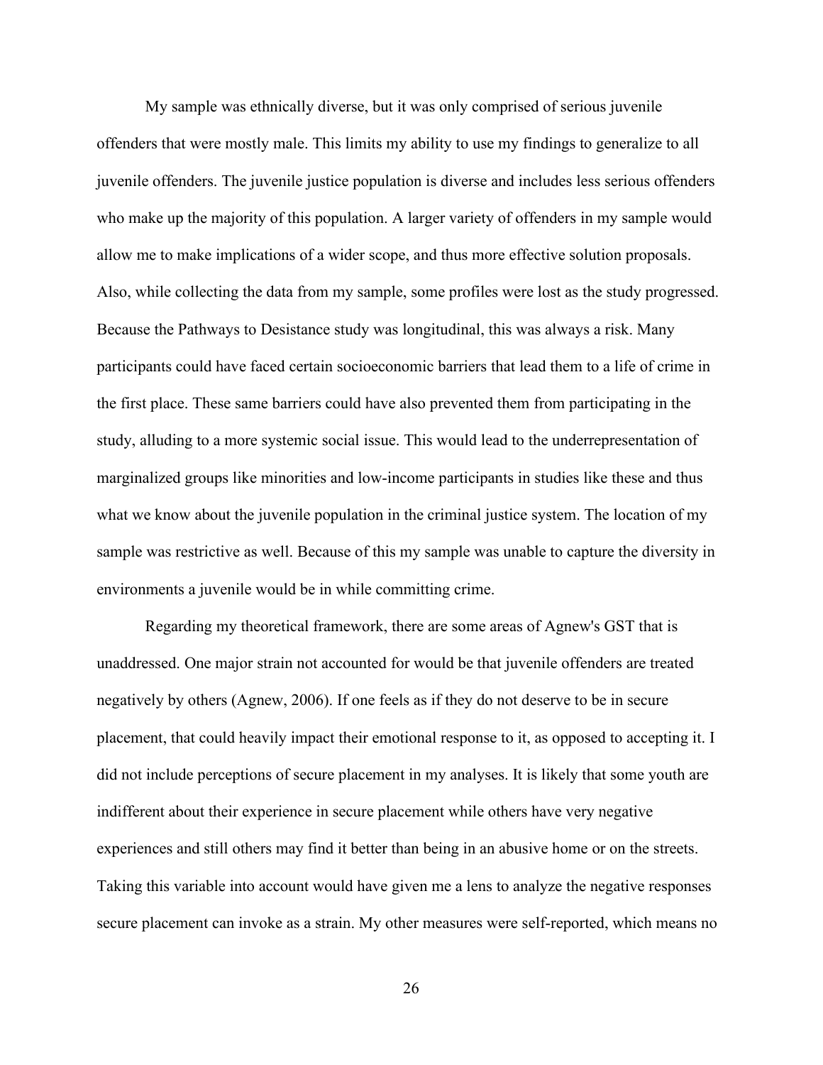My sample was ethnically diverse, but it was only comprised of serious juvenile offenders that were mostly male. This limits my ability to use my findings to generalize to all juvenile offenders. The juvenile justice population is diverse and includes less serious offenders who make up the majority of this population. A larger variety of offenders in my sample would allow me to make implications of a wider scope, and thus more effective solution proposals. Also, while collecting the data from my sample, some profiles were lost as the study progressed. Because the Pathways to Desistance study was longitudinal, this was always a risk. Many participants could have faced certain socioeconomic barriers that lead them to a life of crime in the first place. These same barriers could have also prevented them from participating in the study, alluding to a more systemic social issue. This would lead to the underrepresentation of marginalized groups like minorities and low-income participants in studies like these and thus what we know about the juvenile population in the criminal justice system. The location of my sample was restrictive as well. Because of this my sample was unable to capture the diversity in environments a juvenile would be in while committing crime.

Regarding my theoretical framework, there are some areas of Agnew's GST that is unaddressed. One major strain not accounted for would be that juvenile offenders are treated negatively by others (Agnew, 2006). If one feels as if they do not deserve to be in secure placement, that could heavily impact their emotional response to it, as opposed to accepting it. I did not include perceptions of secure placement in my analyses. It is likely that some youth are indifferent about their experience in secure placement while others have very negative experiences and still others may find it better than being in an abusive home or on the streets. Taking this variable into account would have given me a lens to analyze the negative responses secure placement can invoke as a strain. My other measures were self-reported, which means no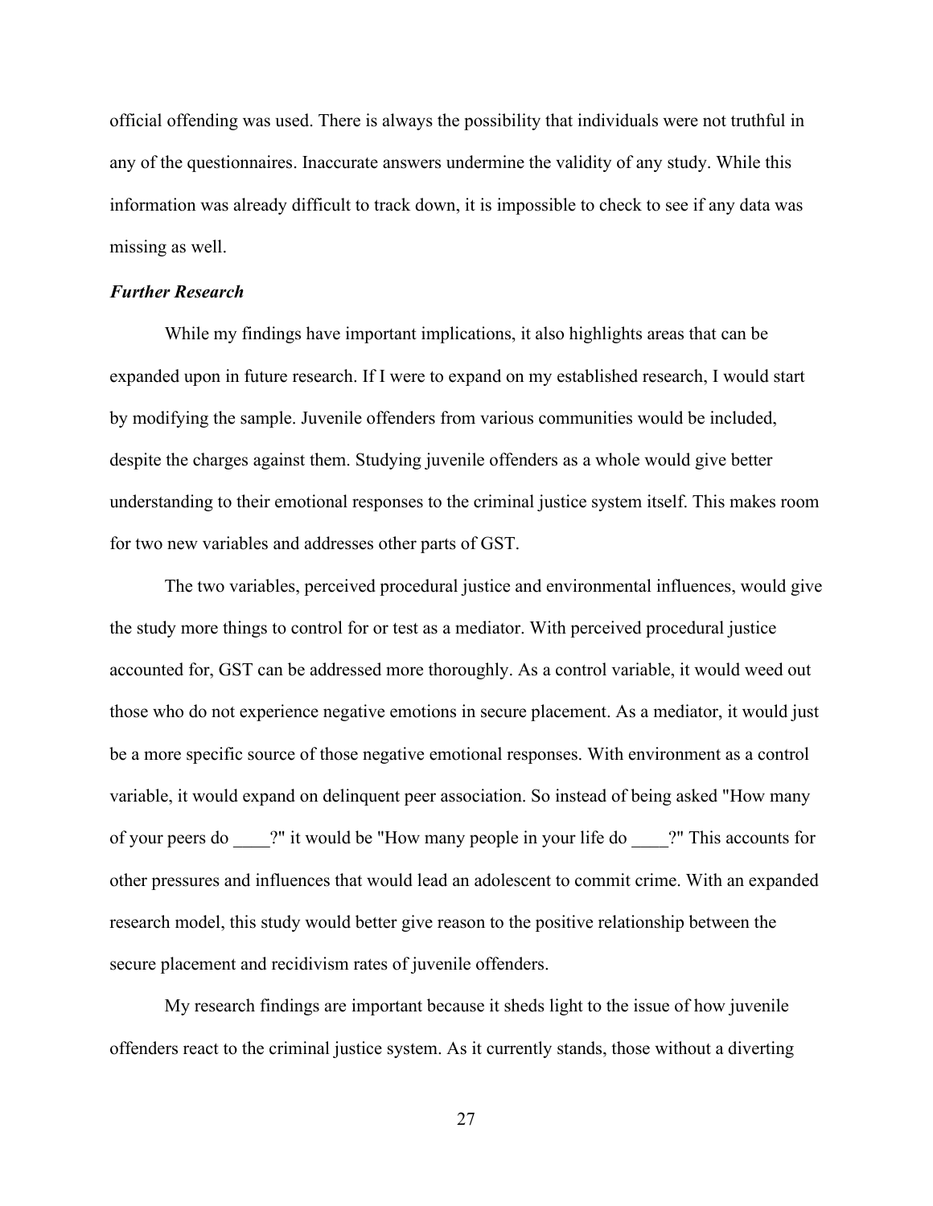official offending was used. There is always the possibility that individuals were not truthful in any of the questionnaires. Inaccurate answers undermine the validity of any study. While this information was already difficult to track down, it is impossible to check to see if any data was missing as well.

### *Further Research*

While my findings have important implications, it also highlights areas that can be expanded upon in future research. If I were to expand on my established research, I would start by modifying the sample. Juvenile offenders from various communities would be included, despite the charges against them. Studying juvenile offenders as a whole would give better understanding to their emotional responses to the criminal justice system itself. This makes room for two new variables and addresses other parts of GST.

The two variables, perceived procedural justice and environmental influences, would give the study more things to control for or test as a mediator. With perceived procedural justice accounted for, GST can be addressed more thoroughly. As a control variable, it would weed out those who do not experience negative emotions in secure placement. As a mediator, it would just be a more specific source of those negative emotional responses. With environment as a control variable, it would expand on delinquent peer association. So instead of being asked "How many of your peers do ____?" it would be "How many people in your life do ____?" This accounts for other pressures and influences that would lead an adolescent to commit crime. With an expanded research model, this study would better give reason to the positive relationship between the secure placement and recidivism rates of juvenile offenders.

My research findings are important because it sheds light to the issue of how juvenile offenders react to the criminal justice system. As it currently stands, those without a diverting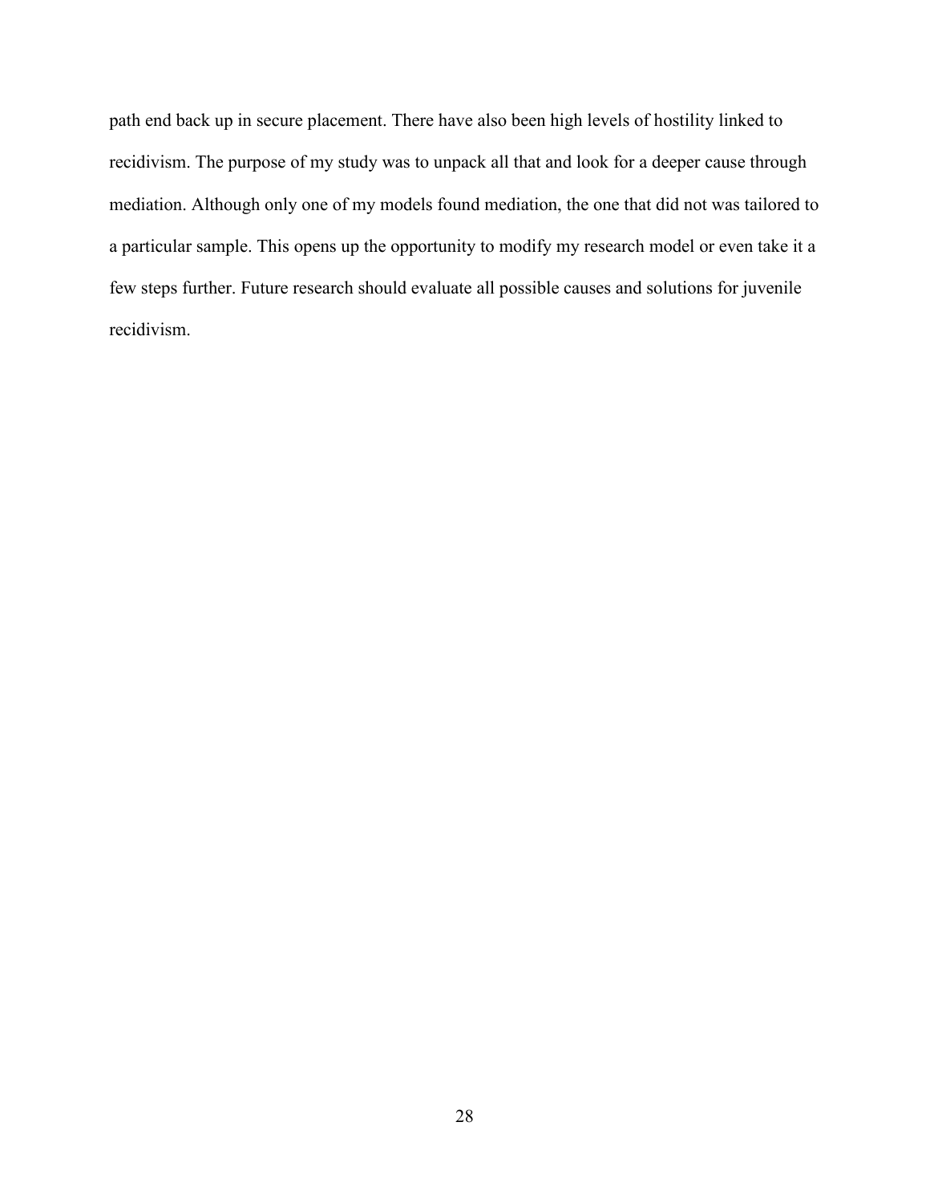path end back up in secure placement. There have also been high levels of hostility linked to recidivism. The purpose of my study was to unpack all that and look for a deeper cause through mediation. Although only one of my models found mediation, the one that did not was tailored to a particular sample. This opens up the opportunity to modify my research model or even take it a few steps further. Future research should evaluate all possible causes and solutions for juvenile recidivism.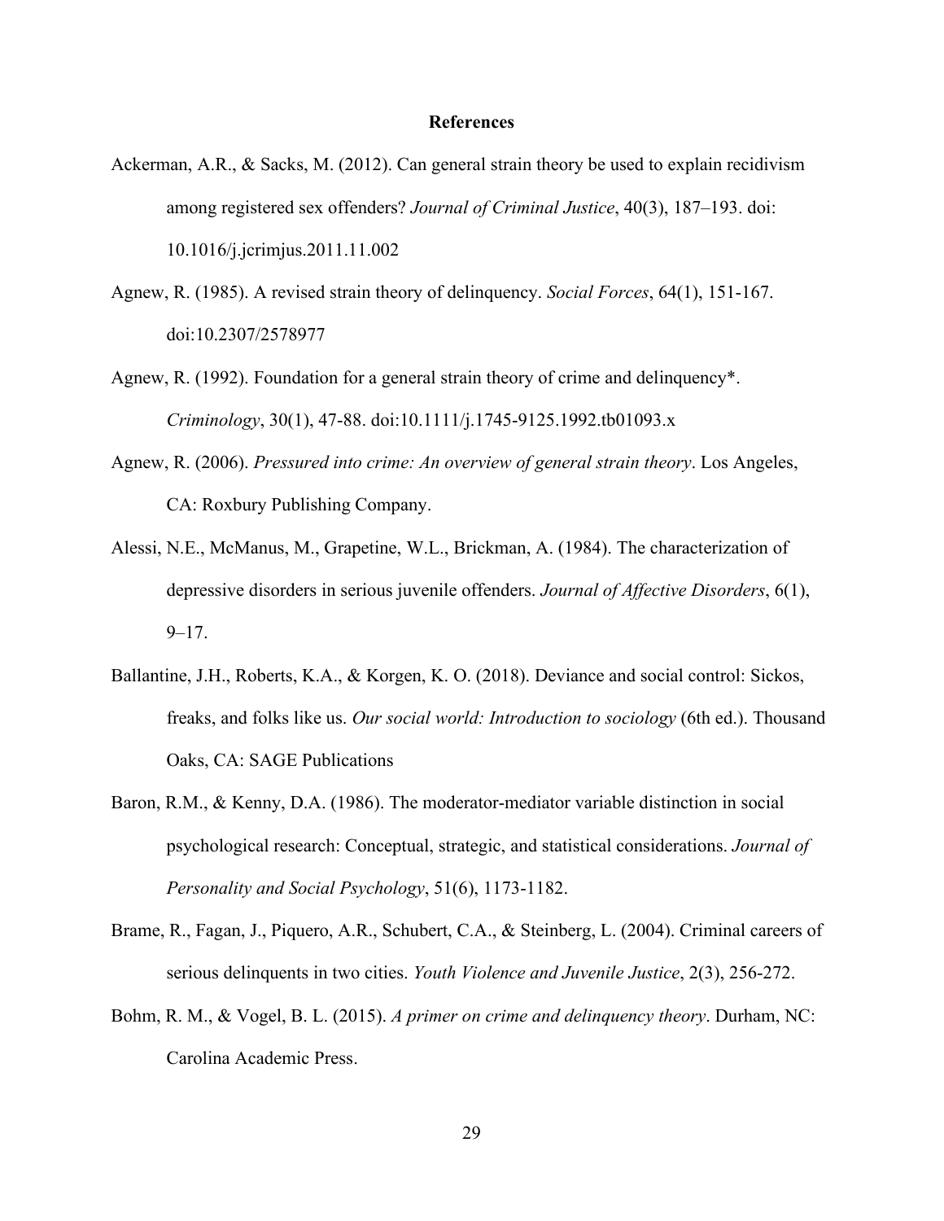# References

Ackerman, A.R., & Sacks, M. (2012). Can general strain theory be used to explain recidivism among registered sex offenders? *Journal of Criminal Justice*, 40(3), 187–193. doi: 10.1016/j.jcrimjus.2011.11.002

Agnew, R. (1985). A revised strain theory of delinquency. *Social Forces*, 64(1), 151-167. doi:10.2307/2578977

Agnew, R. (1992). Foundation for a general strain theory of crime and delinquency*. *Criminology*, 30(1), 47-88. doi:10.1111/j.1745-9125.1992.tb01093.x

Agnew, R. (2006). *Pressured into crime: An overview of general strain theory*. Los Angeles, CA: Roxbury Publishing Company.

Alessi, N.E., McManus, M., Grapetine, W.L., Brickman, A. (1984). The characterization of depressive disorders in serious juvenile offenders. *Journal of Affective Disorders*, 6(1), 9–17.

Ballantine, J.H., Roberts, K.A., & Korgen, K. O. (2018). Deviance and social control: Sickos, freaks, and folks like us. *Our social world: Introduction to sociology* (6th ed.). Thousand Oaks, CA: SAGE Publications

Baron, R.M., & Kenny, D.A. (1986). The moderator-mediator variable distinction in social psychological research: Conceptual, strategic, and statistical considerations. *Journal of Personality and Social Psychology*, 51(6), 1173-1182.

Brame, R., Fagan, J., Piquero, A.R., Schubert, C.A., & Steinberg, L. (2004). Criminal careers of serious delinquents in two cities. *Youth Violence and Juvenile Justice*, 2(3), 256-272.

Bohm, R. M., & Vogel, B. L. (2015). *A primer on crime and delinquency theory*. Durham, NC: Carolina Academic Press.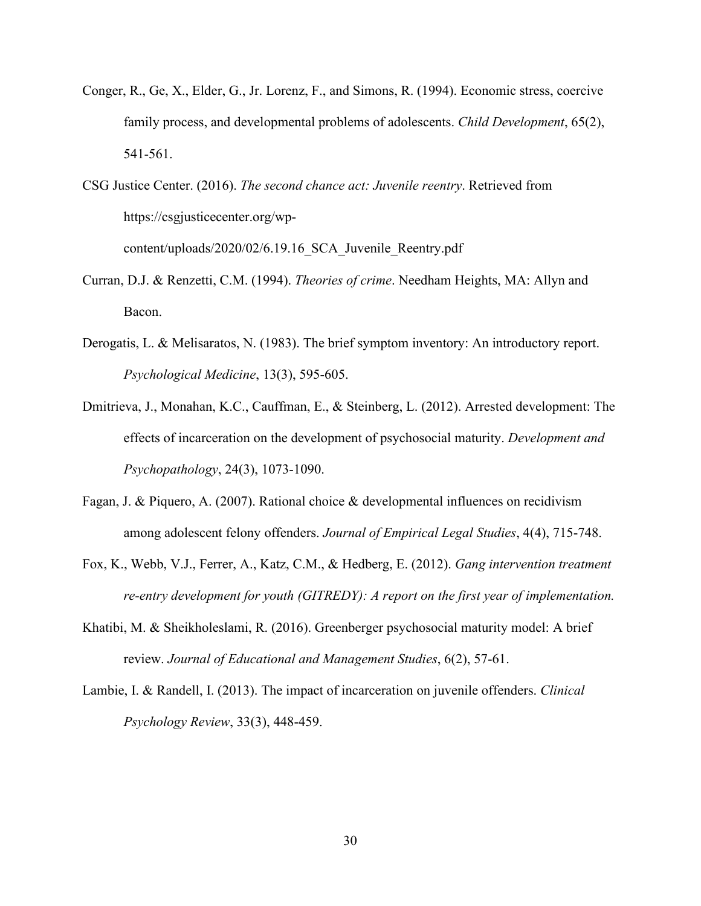Conger, R., Ge, X., Elder, G., Jr. Lorenz, F., and Simons, R. (1994). Economic stress, coercive family process, and developmental problems of adolescents. *Child Development*, 65(2), 541-561.

CSG Justice Center. (2016). *The second chance act: Juvenile reentry*. Retrieved from https://csgjusticecenter.org/wp-content/uploads/2020/02/6.19.16_SCA_Juvenile_Reentry.pdf

Curran, D.J. & Renzetti, C.M. (1994). *Theories of crime*. Needham Heights, MA: Allyn and Bacon.

Derogatis, L. & Melisaratos, N. (1983). The brief symptom inventory: An introductory report. *Psychological Medicine*, 13(3), 595-605.

Dmitrieva, J., Monahan, K.C., Cauffman, E., & Steinberg, L. (2012). Arrested development: The effects of incarceration on the development of psychosocial maturity. *Development and Psychopathology*, 24(3), 1073-1090.

Fagan, J. & Piquero, A. (2007). Rational choice & developmental influences on recidivism among adolescent felony offenders. *Journal of Empirical Legal Studies*, 4(4), 715-748.

Fox, K., Webb, V.J., Ferrer, A., Katz, C.M., & Hedberg, E. (2012). *Gang intervention treatment re-entry development for youth (GITREDY): A report on the first year of implementation.*

Khatibi, M. & Sheikholeslami, R. (2016). Greenberger psychosocial maturity model: A brief review. *Journal of Educational and Management Studies*, 6(2), 57-61.

Lambie, I. & Randell, I. (2013). The impact of incarceration on juvenile offenders. *Clinical Psychology Review*, 33(3), 448-459.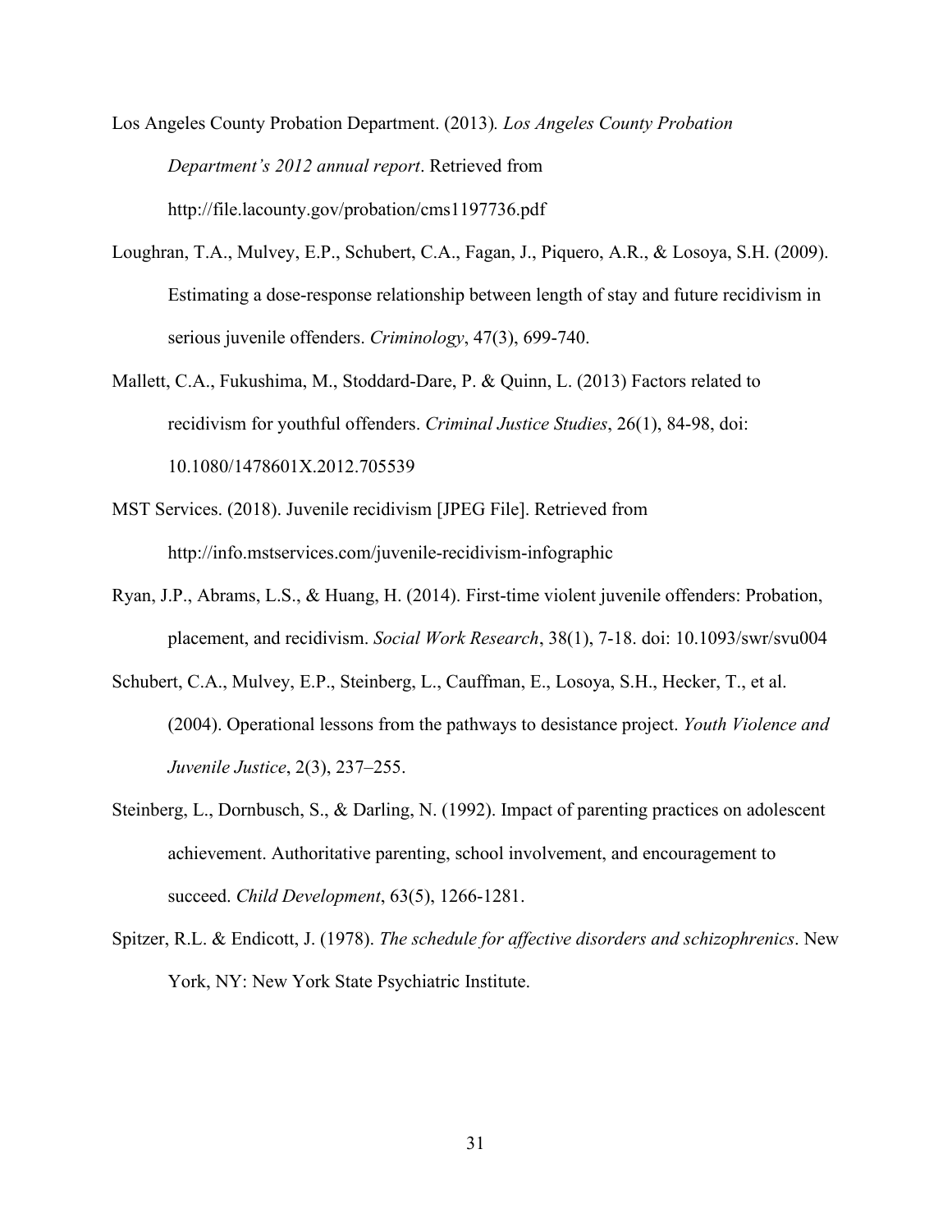Los Angeles County Probation Department. (2013). *Los Angeles County Probation Department's 2012 annual report*. Retrieved from http://file.lacounty.gov/probation/cms1197736.pdf

Loughran, T.A., Mulvey, E.P., Schubert, C.A., Fagan, J., Piquero, A.R., & Losoya, S.H. (2009). Estimating a dose-response relationship between length of stay and future recidivism in serious juvenile offenders. *Criminology*, 47(3), 699-740.

Mallett, C.A., Fukushima, M., Stoddard-Dare, P. & Quinn, L. (2013) Factors related to recidivism for youthful offenders. *Criminal Justice Studies*, 26(1), 84-98, doi: 10.1080/1478601X.2012.705539

MST Services. (2018). Juvenile recidivism [JPEG File]. Retrieved from http://info.mstservices.com/juvenile-recidivism-infographic

Ryan, J.P., Abrams, L.S., & Huang, H. (2014). First-time violent juvenile offenders: Probation, placement, and recidivism. *Social Work Research*, 38(1), 7-18. doi: 10.1093/swr/svu004

Schubert, C.A., Mulvey, E.P., Steinberg, L., Cauffman, E., Losoya, S.H., Hecker, T., et al. (2004). Operational lessons from the pathways to desistance project. *Youth Violence and Juvenile Justice*, 2(3), 237–255.

Steinberg, L., Dornbusch, S., & Darling, N. (1992). Impact of parenting practices on adolescent achievement. Authoritative parenting, school involvement, and encouragement to succeed. *Child Development*, 63(5), 1266-1281.

Spitzer, R.L. & Endicott, J. (1978). *The schedule for affective disorders and schizophrenics*. New York, NY: New York State Psychiatric Institute.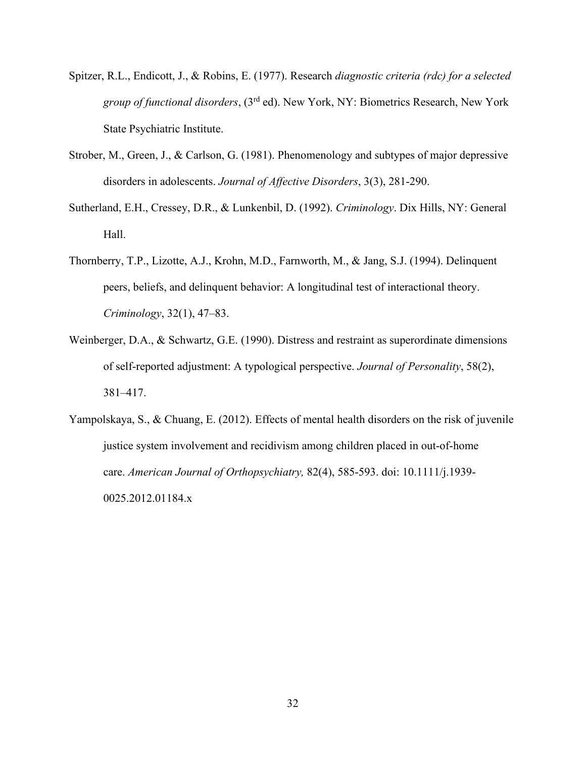Spitzer, R.L., Endicott, J., & Robins, E. (1977). Research *diagnostic criteria (rdc) for a selected group of functional disorders*, (3rd ed). New York, NY: Biometrics Research, New York State Psychiatric Institute.

Strober, M., Green, J., & Carlson, G. (1981). Phenomenology and subtypes of major depressive disorders in adolescents. *Journal of Affective Disorders*, 3(3), 281-290.

Sutherland, E.H., Cressey, D.R., & Lunkenbil, D. (1992). *Criminology*. Dix Hills, NY: General Hall.

Thornberry, T.P., Lizotte, A.J., Krohn, M.D., Farnworth, M., & Jang, S.J. (1994). Delinquent peers, beliefs, and delinquent behavior: A longitudinal test of interactional theory. *Criminology*, 32(1), 47–83.

Weinberger, D.A., & Schwartz, G.E. (1990). Distress and restraint as superordinate dimensions of self-reported adjustment: A typological perspective. *Journal of Personality*, 58(2), 381–417.

Yampolskaya, S., & Chuang, E. (2012). Effects of mental health disorders on the risk of juvenile justice system involvement and recidivism among children placed in out-of-home care. *American Journal of Orthopsychiatry,* 82(4), 585-593. doi: 10.1111/j.1939-0025.2012.01184.x